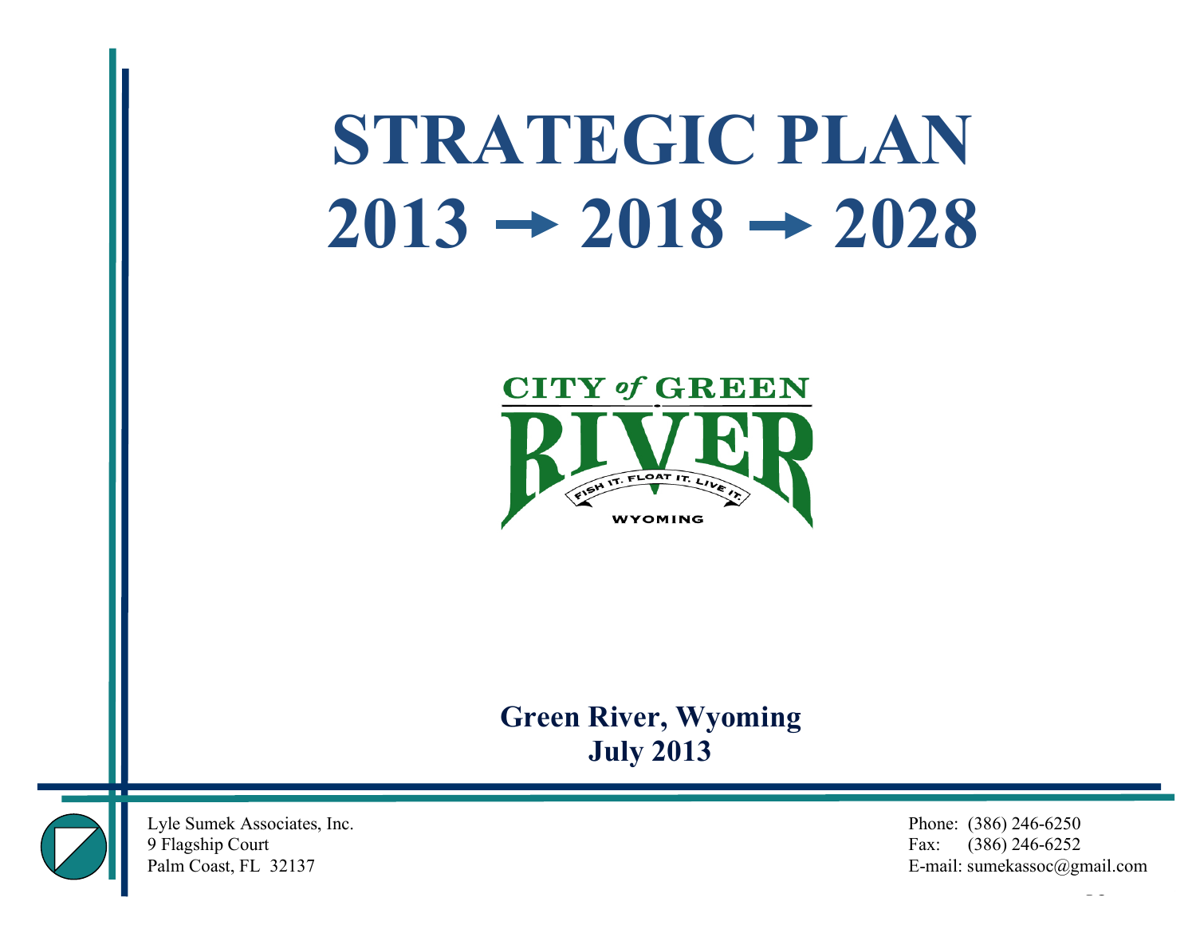# STRATEGIC PLAN
# 2013 → 2018 → 2028

CITY of GREEN RIVER

FISH IT. FLOAT IT. LIVE IT.

WYOMING

**Green River, Wyoming**
**July 2013**

Lyle Sumek Associates, Inc.
9 Flagship Court
Palm Coast, FL 32137

Phone: (386) 246-6250
Fax: (386) 246-6252
E-mail: sumekassoc@gmail.com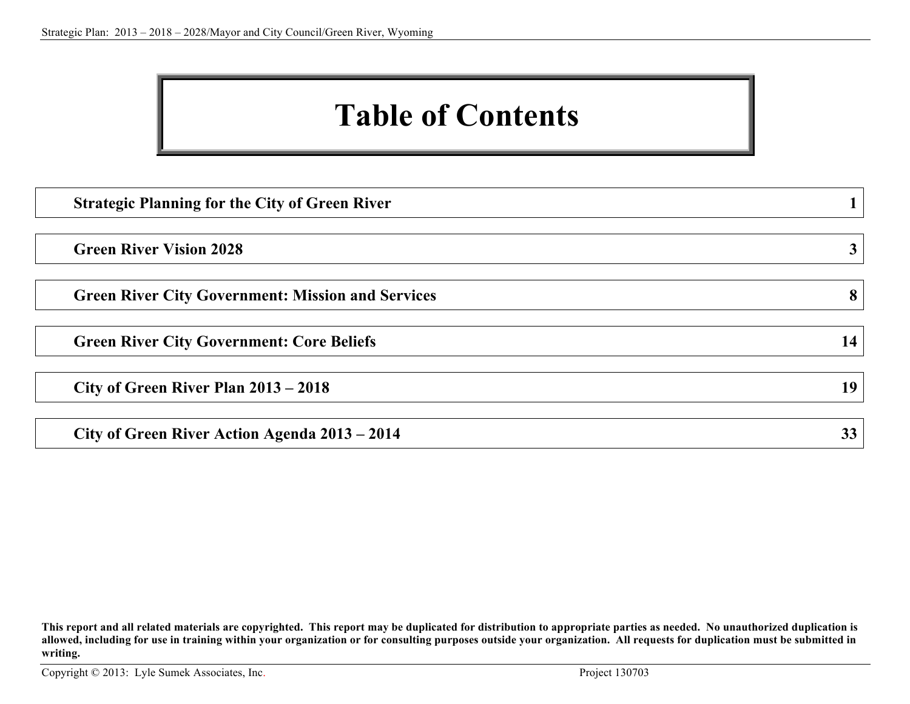# Table of Contents

| | |
|---|---|
| **Strategic Planning for the City of Green River** | **1** |
| **Green River Vision 2028** | **3** |
| **Green River City Government: Mission and Services** | **8** |
| **Green River City Government: Core Beliefs** | **14** |
| **City of Green River Plan 2013 – 2018** | **19** |
| **City of Green River Action Agenda 2013 – 2014** | **33** |

**This report and all related materials are copyrighted. This report may be duplicated for distribution to appropriate parties as needed. No unauthorized duplication is allowed, including for use in training within your organization or for consulting purposes outside your organization. All requests for duplication must be submitted in writing.**

Copyright © 2013: Lyle Sumek Associates, Inc. Project 130703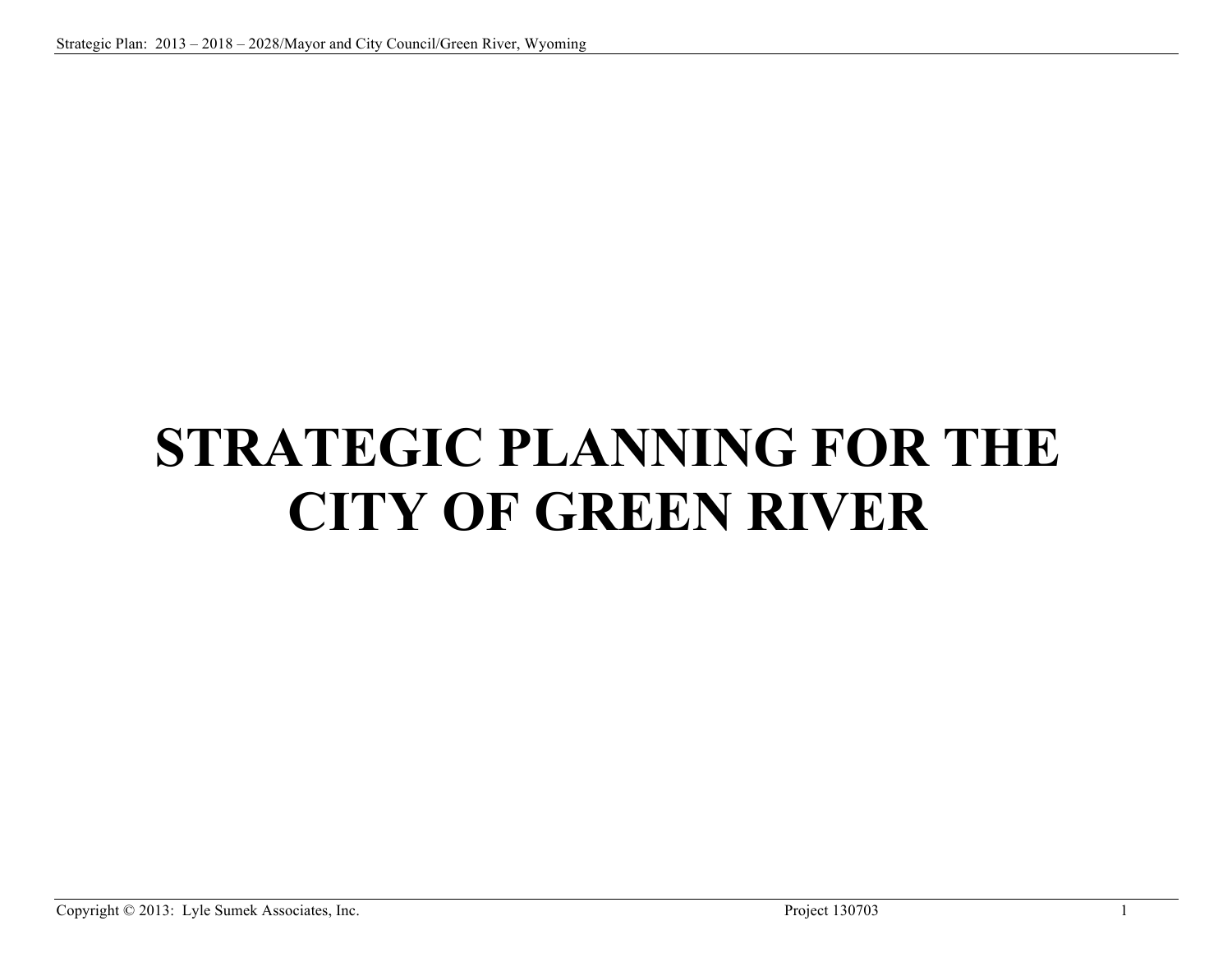# STRATEGIC PLANNING FOR THE CITY OF GREEN RIVER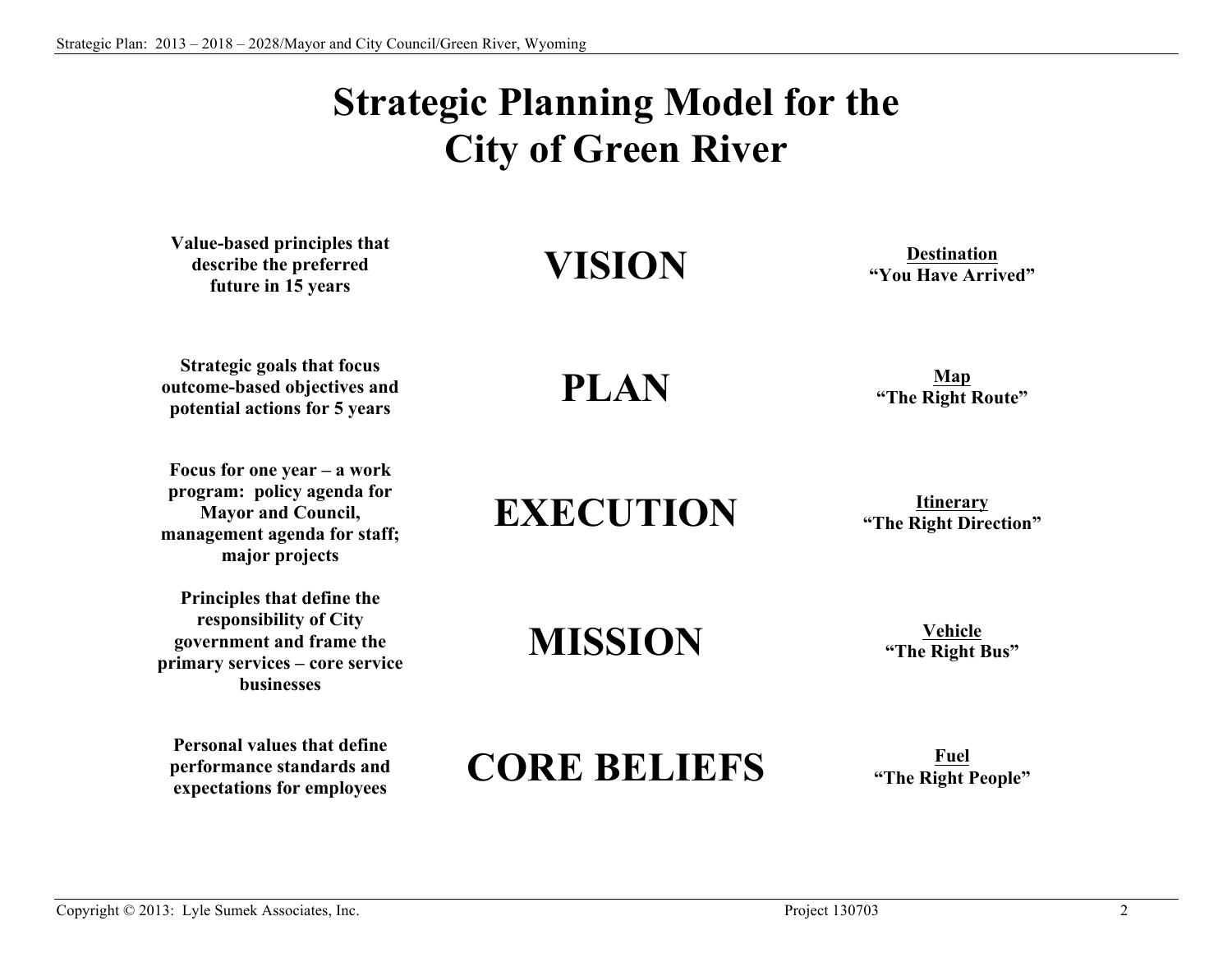# Strategic Planning Model for the City of Green River

| Description | Element | Analogy |
|---|---|---|
| **Value-based principles that describe the preferred future in 15 years** | **VISION** | **Destination** **"You Have Arrived"** |
| **Strategic goals that focus outcome-based objectives and potential actions for 5 years** | **PLAN** | **Map** **"The Right Route"** |
| **Focus for one year – a work program: policy agenda for Mayor and Council, management agenda for staff; major projects** | **EXECUTION** | **Itinerary** **"The Right Direction"** |
| **Principles that define the responsibility of City government and frame the primary services – core service businesses** | **MISSION** | **Vehicle** **"The Right Bus"** |
| **Personal values that define performance standards and expectations for employees** | **CORE BELIEFS** | **Fuel** **"The Right People"** |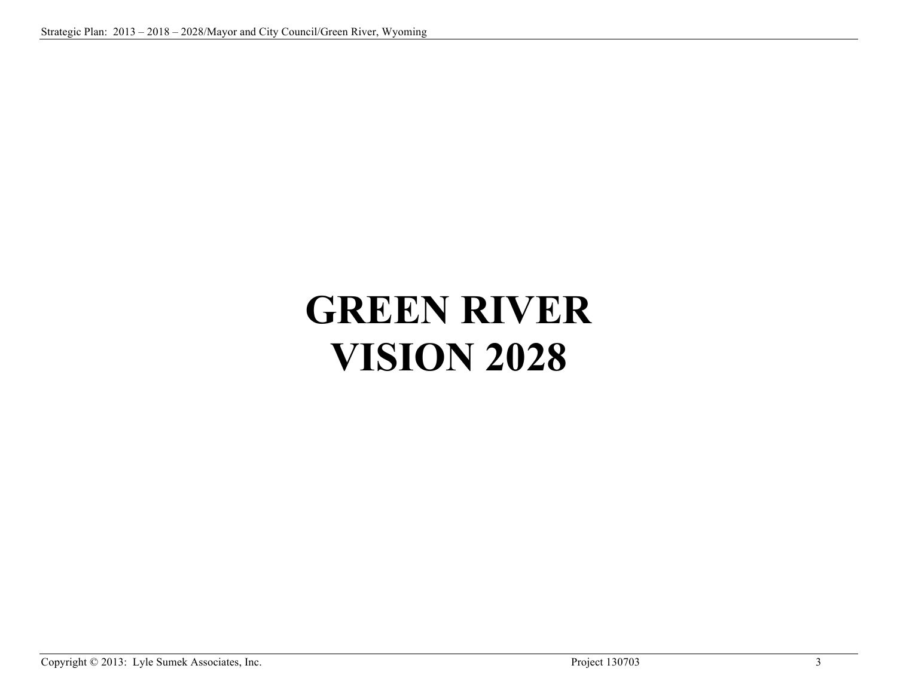# GREEN RIVER VISION 2028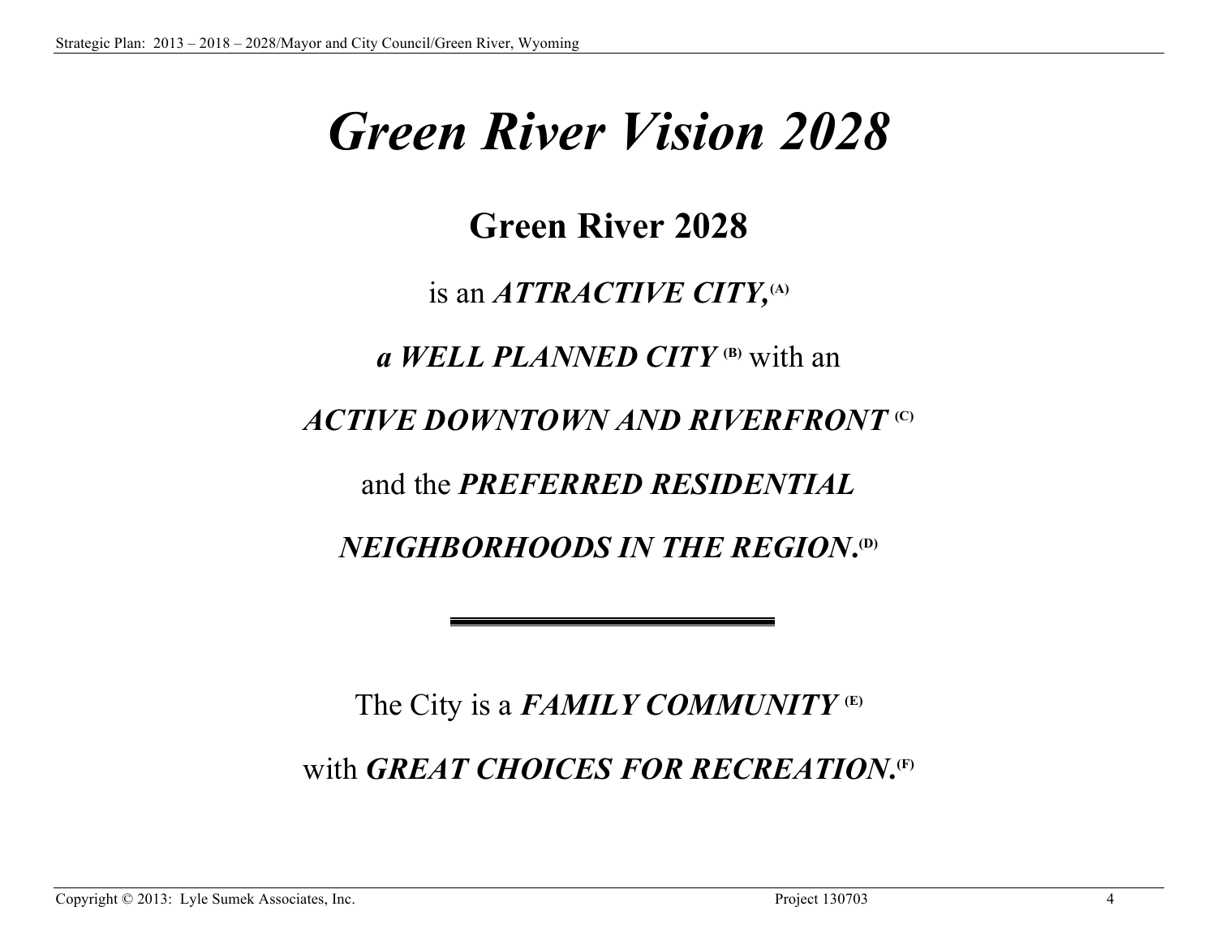# *Green River Vision 2028*

## Green River 2028

is an ***ATTRACTIVE CITY,*** [A]

***a WELL PLANNED CITY*** [B] with an

***ACTIVE DOWNTOWN AND RIVERFRONT*** [C]

and the ***PREFERRED RESIDENTIAL***

***NEIGHBORHOODS IN THE REGION.*** [D]

---

The City is a ***FAMILY COMMUNITY*** [E]

with ***GREAT CHOICES FOR RECREATION.*** [F]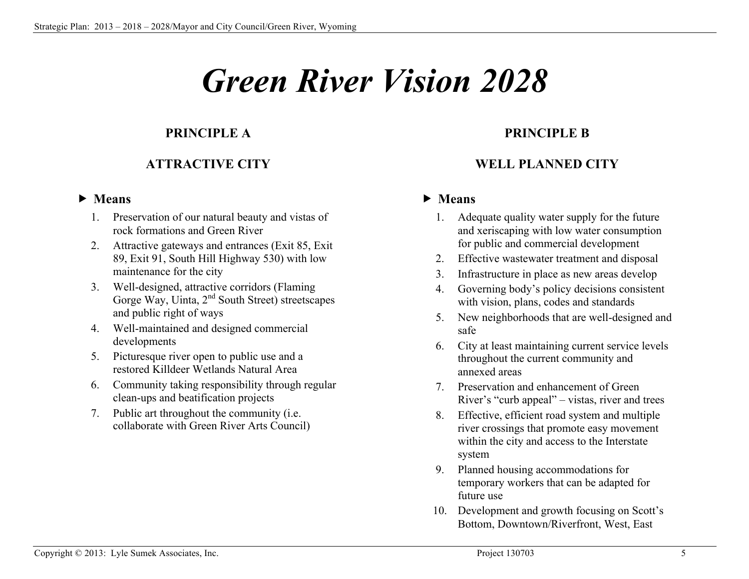# Green River Vision 2028

## PRINCIPLE A

## ATTRACTIVE CITY

### ▶ Means

1. Preservation of our natural beauty and vistas of rock formations and Green River
2. Attractive gateways and entrances (Exit 85, Exit 89, Exit 91, South Hill Highway 530) with low maintenance for the city
3. Well-designed, attractive corridors (Flaming Gorge Way, Uinta, 2nd South Street) streetscapes and public right of ways
4. Well-maintained and designed commercial developments
5. Picturesque river open to public use and a restored Killdeer Wetlands Natural Area
6. Community taking responsibility through regular clean-ups and beatification projects
7. Public art throughout the community (i.e. collaborate with Green River Arts Council)

## PRINCIPLE B

## WELL PLANNED CITY

### ▶ Means

1. Adequate quality water supply for the future and xeriscaping with low water consumption for public and commercial development
2. Effective wastewater treatment and disposal
3. Infrastructure in place as new areas develop
4. Governing body's policy decisions consistent with vision, plans, codes and standards
5. New neighborhoods that are well-designed and safe
6. City at least maintaining current service levels throughout the current community and annexed areas
7. Preservation and enhancement of Green River's "curb appeal" – vistas, river and trees
8. Effective, efficient road system and multiple river crossings that promote easy movement within the city and access to the Interstate system
9. Planned housing accommodations for temporary workers that can be adapted for future use
10. Development and growth focusing on Scott's Bottom, Downtown/Riverfront, West, East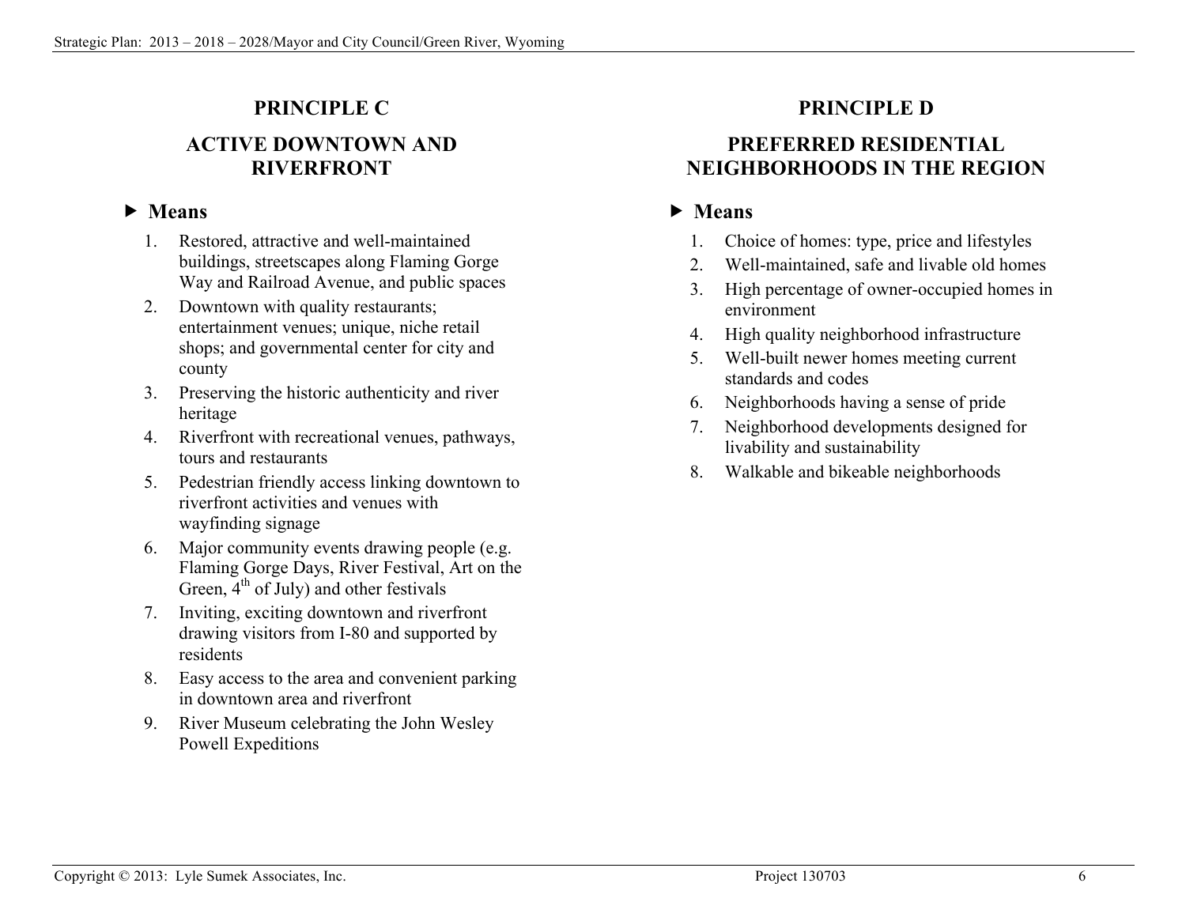## PRINCIPLE C

## ACTIVE DOWNTOWN AND RIVERFRONT

### ▶ Means

1. Restored, attractive and well-maintained buildings, streetscapes along Flaming Gorge Way and Railroad Avenue, and public spaces
2. Downtown with quality restaurants; entertainment venues; unique, niche retail shops; and governmental center for city and county
3. Preserving the historic authenticity and river heritage
4. Riverfront with recreational venues, pathways, tours and restaurants
5. Pedestrian friendly access linking downtown to riverfront activities and venues with wayfinding signage
6. Major community events drawing people (e.g. Flaming Gorge Days, River Festival, Art on the Green, 4th of July) and other festivals
7. Inviting, exciting downtown and riverfront drawing visitors from I-80 and supported by residents
8. Easy access to the area and convenient parking in downtown area and riverfront
9. River Museum celebrating the John Wesley Powell Expeditions

## PRINCIPLE D

## PREFERRED RESIDENTIAL NEIGHBORHOODS IN THE REGION

### ▶ Means

1. Choice of homes: type, price and lifestyles
2. Well-maintained, safe and livable old homes
3. High percentage of owner-occupied homes in environment
4. High quality neighborhood infrastructure
5. Well-built newer homes meeting current standards and codes
6. Neighborhoods having a sense of pride
7. Neighborhood developments designed for livability and sustainability
8. Walkable and bikeable neighborhoods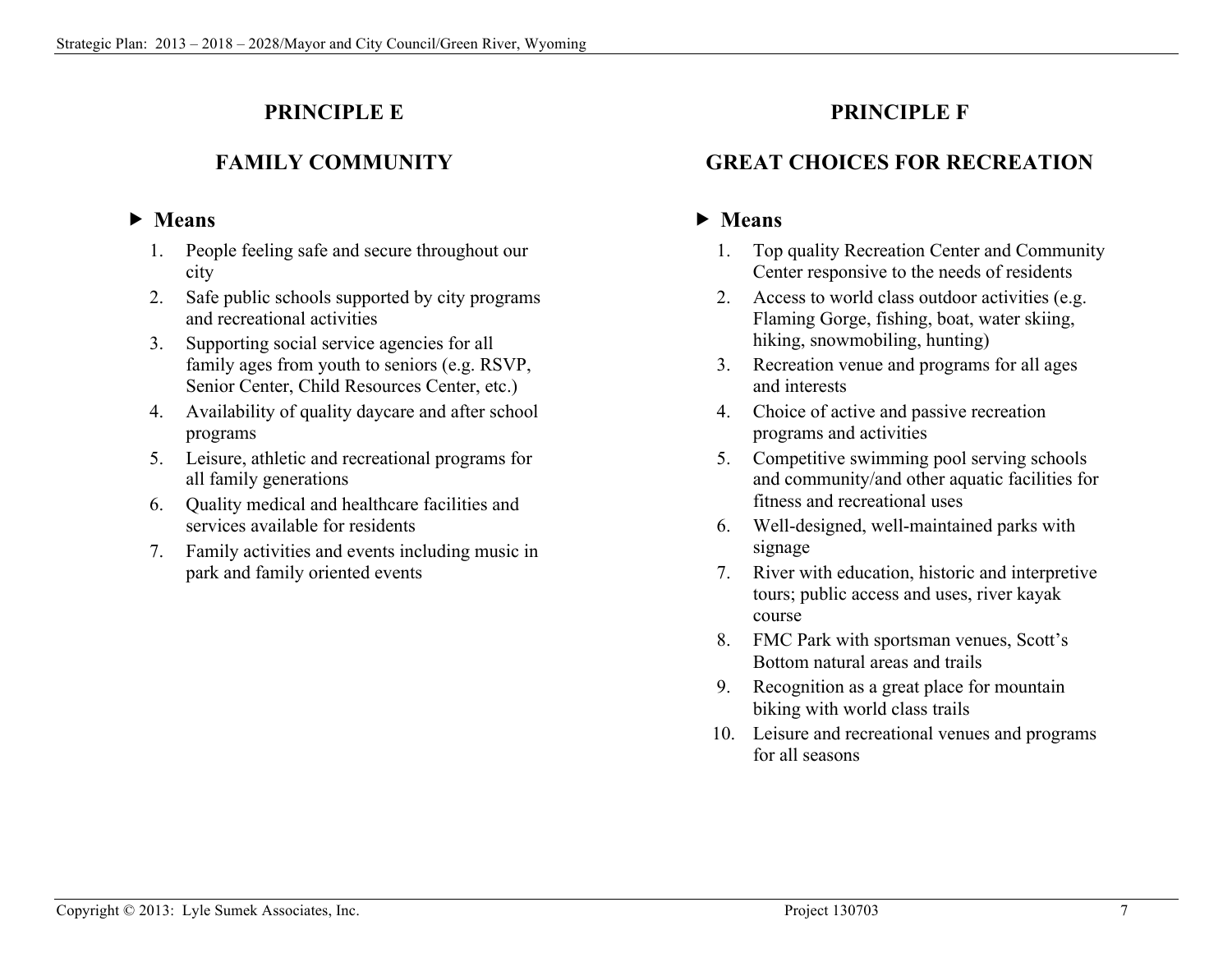## PRINCIPLE E

## FAMILY COMMUNITY

- **Means**

1. People feeling safe and secure throughout our city
2. Safe public schools supported by city programs and recreational activities
3. Supporting social service agencies for all family ages from youth to seniors (e.g. RSVP, Senior Center, Child Resources Center, etc.)
4. Availability of quality daycare and after school programs
5. Leisure, athletic and recreational programs for all family generations
6. Quality medical and healthcare facilities and services available for residents
7. Family activities and events including music in park and family oriented events

## PRINCIPLE F

## GREAT CHOICES FOR RECREATION

- **Means**

1. Top quality Recreation Center and Community Center responsive to the needs of residents
2. Access to world class outdoor activities (e.g. Flaming Gorge, fishing, boat, water skiing, hiking, snowmobiling, hunting)
3. Recreation venue and programs for all ages and interests
4. Choice of active and passive recreation programs and activities
5. Competitive swimming pool serving schools and community/and other aquatic facilities for fitness and recreational uses
6. Well-designed, well-maintained parks with signage
7. River with education, historic and interpretive tours; public access and uses, river kayak course
8. FMC Park with sportsman venues, Scott's Bottom natural areas and trails
9. Recognition as a great place for mountain biking with world class trails
10. Leisure and recreational venues and programs for all seasons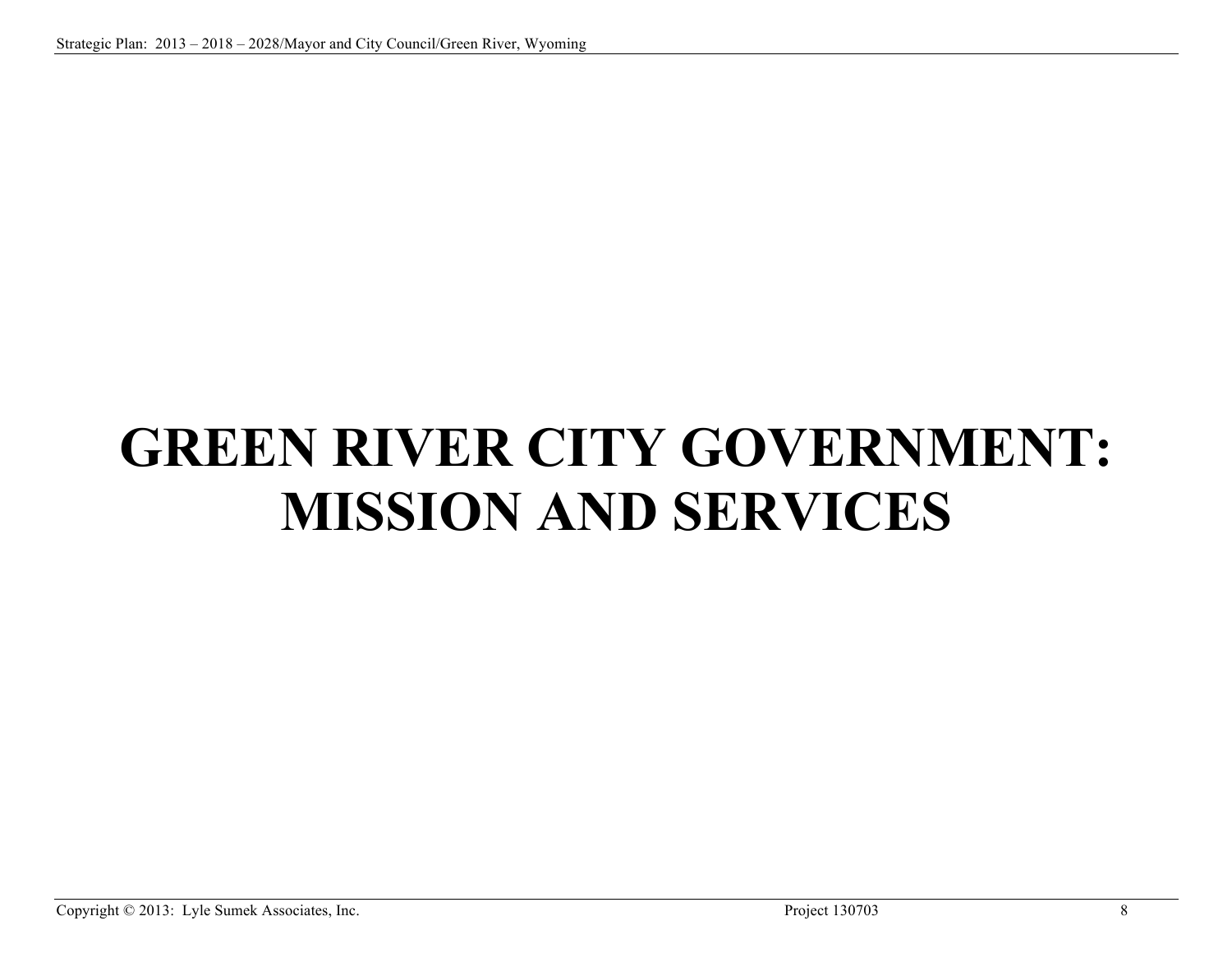# GREEN RIVER CITY GOVERNMENT: MISSION AND SERVICES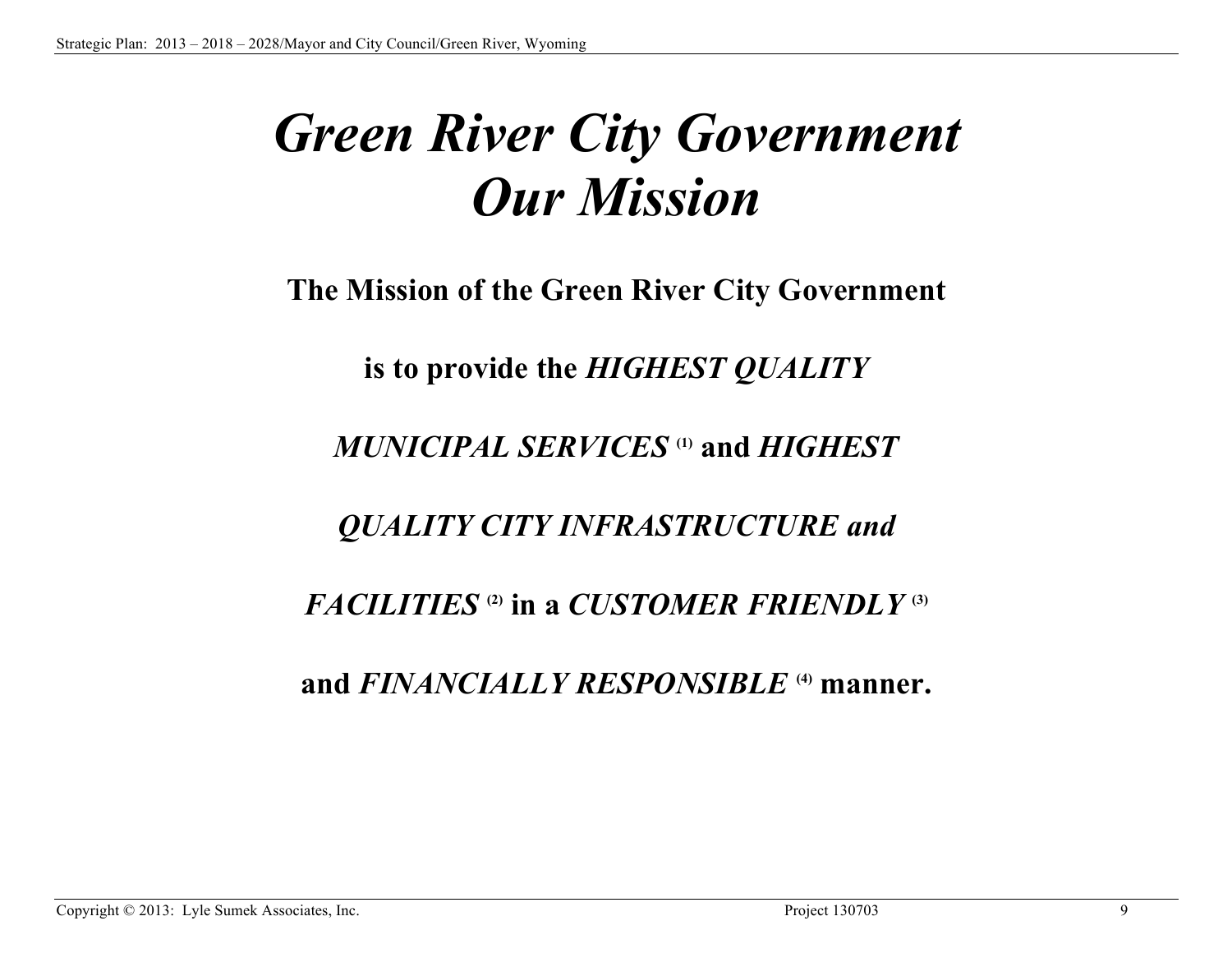# *Green River City Government Our Mission*

**The Mission of the Green River City Government**

**is to provide the *HIGHEST QUALITY***

***MUNICIPAL SERVICES* [(1)] and *HIGHEST***

***QUALITY CITY INFRASTRUCTURE and***

***FACILITIES* [(2)] in a *CUSTOMER FRIENDLY* [(3)]**

**and *FINANCIALLY RESPONSIBLE* [(4)] manner.**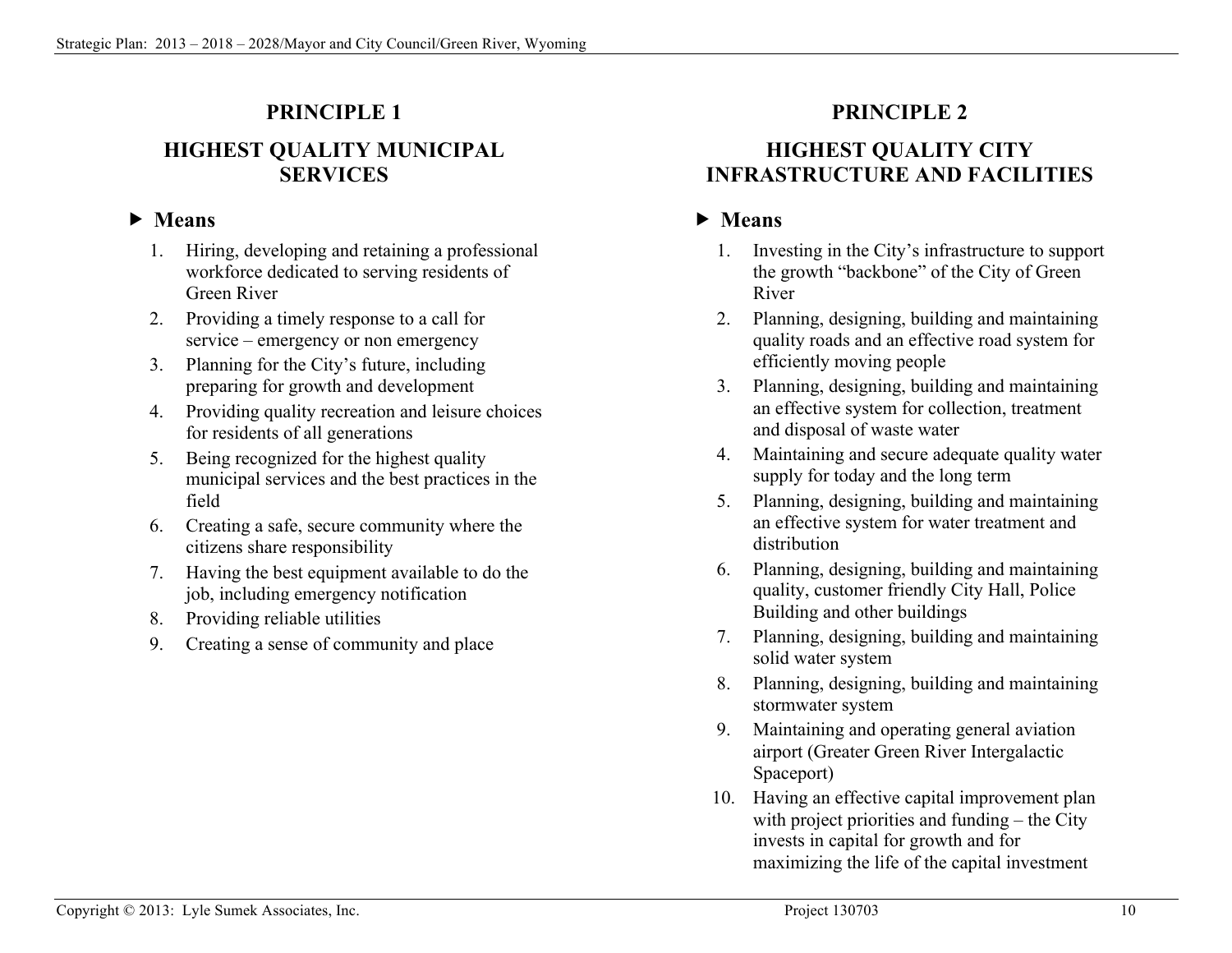## PRINCIPLE 1

## HIGHEST QUALITY MUNICIPAL SERVICES

### ▶ Means

1. Hiring, developing and retaining a professional workforce dedicated to serving residents of Green River
2. Providing a timely response to a call for service – emergency or non emergency
3. Planning for the City's future, including preparing for growth and development
4. Providing quality recreation and leisure choices for residents of all generations
5. Being recognized for the highest quality municipal services and the best practices in the field
6. Creating a safe, secure community where the citizens share responsibility
7. Having the best equipment available to do the job, including emergency notification
8. Providing reliable utilities
9. Creating a sense of community and place

## PRINCIPLE 2

## HIGHEST QUALITY CITY INFRASTRUCTURE AND FACILITIES

### ▶ Means

1. Investing in the City's infrastructure to support the growth "backbone" of the City of Green River
2. Planning, designing, building and maintaining quality roads and an effective road system for efficiently moving people
3. Planning, designing, building and maintaining an effective system for collection, treatment and disposal of waste water
4. Maintaining and secure adequate quality water supply for today and the long term
5. Planning, designing, building and maintaining an effective system for water treatment and distribution
6. Planning, designing, building and maintaining quality, customer friendly City Hall, Police Building and other buildings
7. Planning, designing, building and maintaining solid water system
8. Planning, designing, building and maintaining stormwater system
9. Maintaining and operating general aviation airport (Greater Green River Intergalactic Spaceport)
10. Having an effective capital improvement plan with project priorities and funding – the City invests in capital for growth and for maximizing the life of the capital investment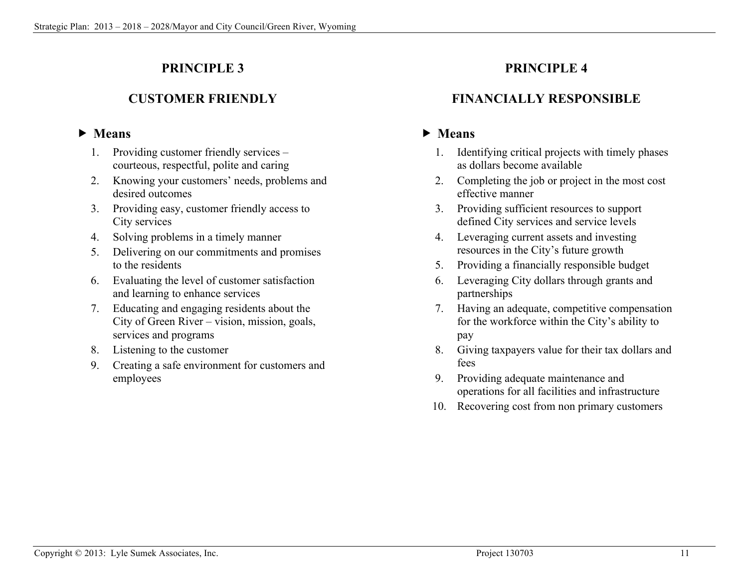## PRINCIPLE 3

## CUSTOMER FRIENDLY

### ▶ Means

1. Providing customer friendly services – courteous, respectful, polite and caring
2. Knowing your customers' needs, problems and desired outcomes
3. Providing easy, customer friendly access to City services
4. Solving problems in a timely manner
5. Delivering on our commitments and promises to the residents
6. Evaluating the level of customer satisfaction and learning to enhance services
7. Educating and engaging residents about the City of Green River – vision, mission, goals, services and programs
8. Listening to the customer
9. Creating a safe environment for customers and employees

## PRINCIPLE 4

## FINANCIALLY RESPONSIBLE

### ▶ Means

1. Identifying critical projects with timely phases as dollars become available
2. Completing the job or project in the most cost effective manner
3. Providing sufficient resources to support defined City services and service levels
4. Leveraging current assets and investing resources in the City's future growth
5. Providing a financially responsible budget
6. Leveraging City dollars through grants and partnerships
7. Having an adequate, competitive compensation for the workforce within the City's ability to pay
8. Giving taxpayers value for their tax dollars and fees
9. Providing adequate maintenance and operations for all facilities and infrastructure
10. Recovering cost from non primary customers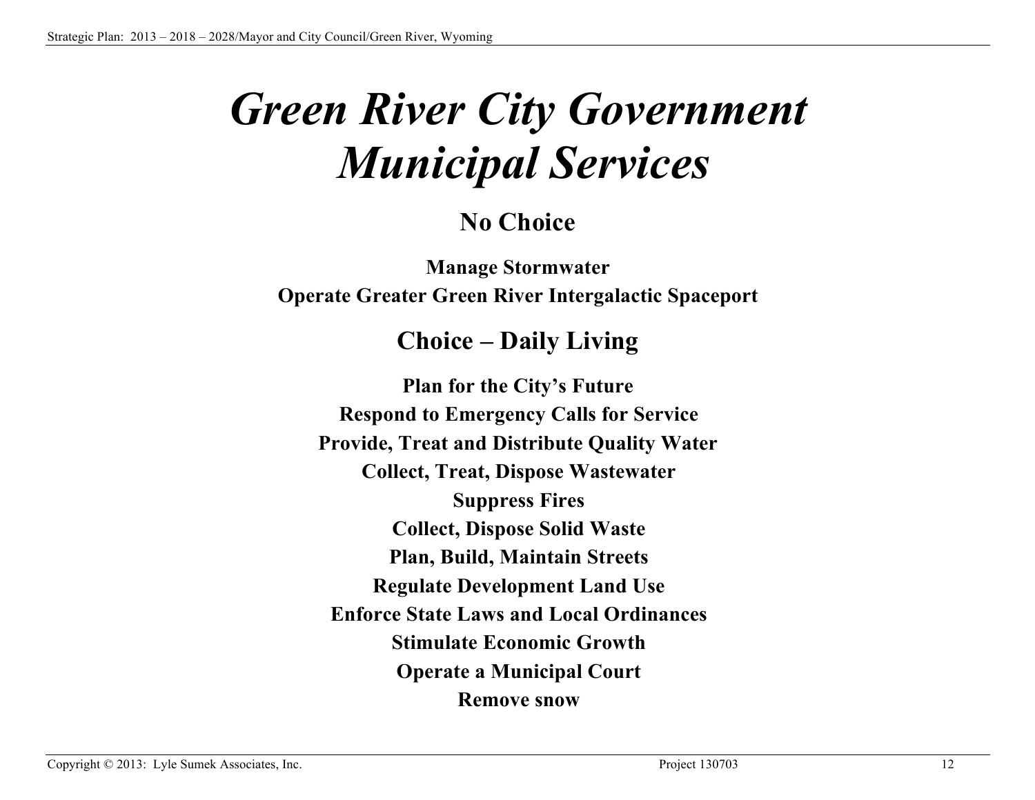# *Green River City Government Municipal Services*

## No Choice

**Manage Stormwater**
**Operate Greater Green River Intergalactic Spaceport**

## Choice – Daily Living

**Plan for the City's Future**
**Respond to Emergency Calls for Service**
**Provide, Treat and Distribute Quality Water**
**Collect, Treat, Dispose Wastewater**
**Suppress Fires**
**Collect, Dispose Solid Waste**
**Plan, Build, Maintain Streets**
**Regulate Development Land Use**
**Enforce State Laws and Local Ordinances**
**Stimulate Economic Growth**
**Operate a Municipal Court**
**Remove snow**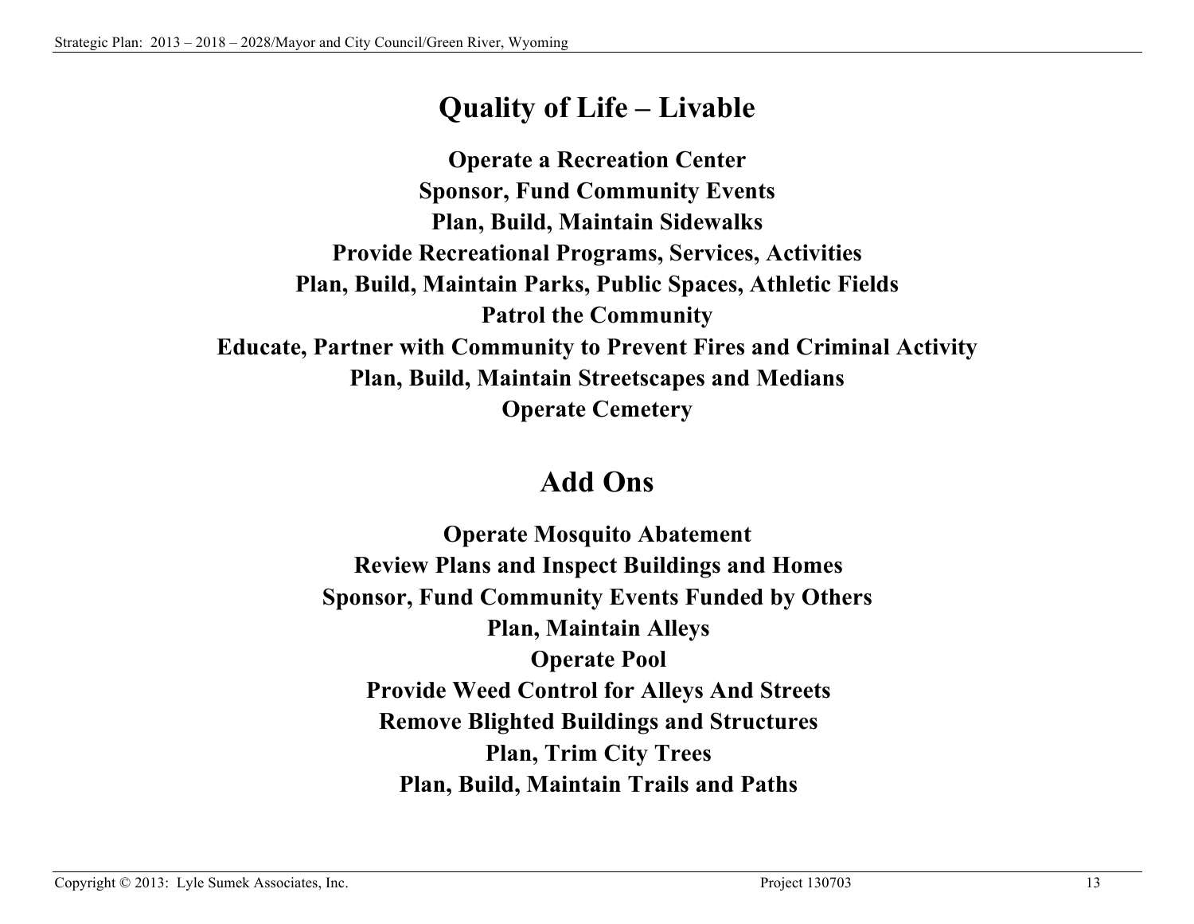# Quality of Life – Livable

**Operate a Recreation Center**
**Sponsor, Fund Community Events**
**Plan, Build, Maintain Sidewalks**
**Provide Recreational Programs, Services, Activities**
**Plan, Build, Maintain Parks, Public Spaces, Athletic Fields**
**Patrol the Community**
**Educate, Partner with Community to Prevent Fires and Criminal Activity**
**Plan, Build, Maintain Streetscapes and Medians**
**Operate Cemetery**

# Add Ons

**Operate Mosquito Abatement**
**Review Plans and Inspect Buildings and Homes**
**Sponsor, Fund Community Events Funded by Others**
**Plan, Maintain Alleys**
**Operate Pool**
**Provide Weed Control for Alleys And Streets**
**Remove Blighted Buildings and Structures**
**Plan, Trim City Trees**
**Plan, Build, Maintain Trails and Paths**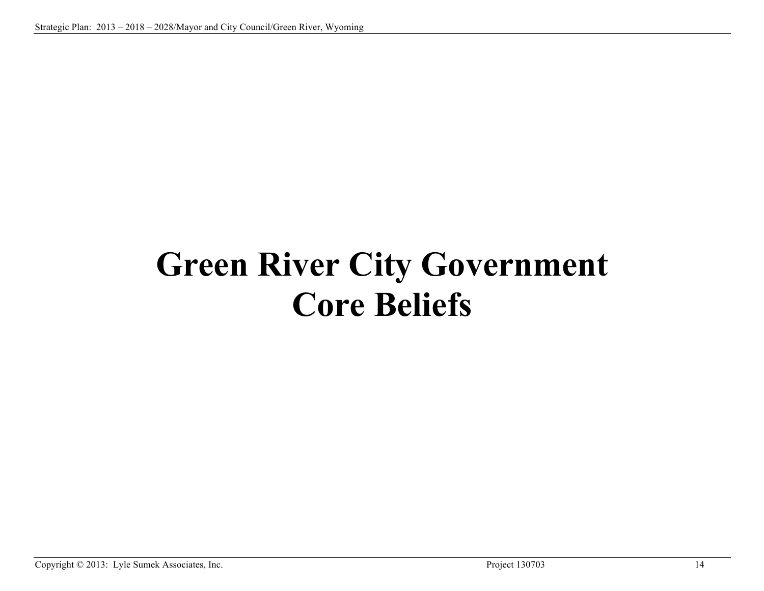# Green River City Government Core Beliefs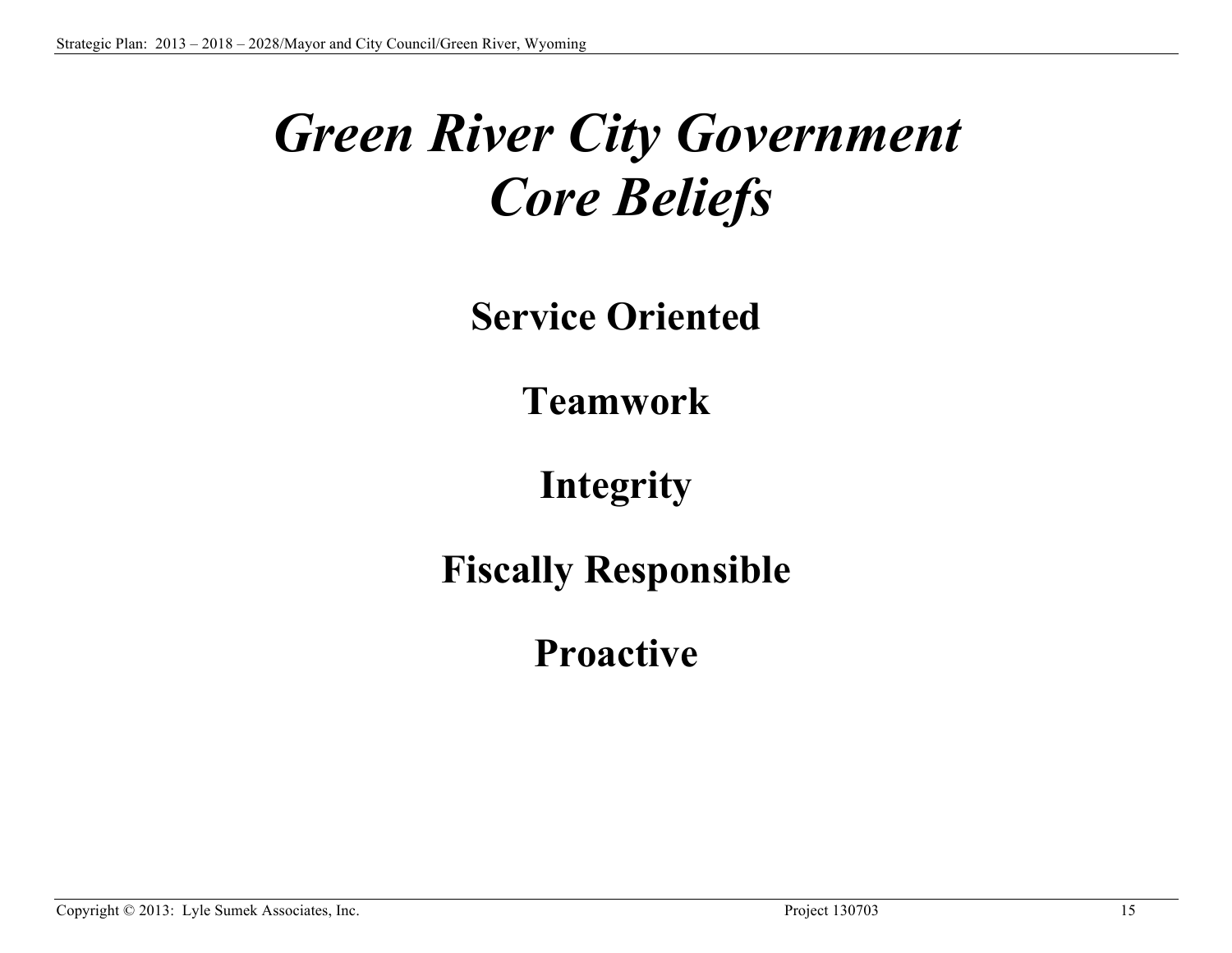# *Green River City Government Core Beliefs*

**Service Oriented**

**Teamwork**

**Integrity**

**Fiscally Responsible**

**Proactive**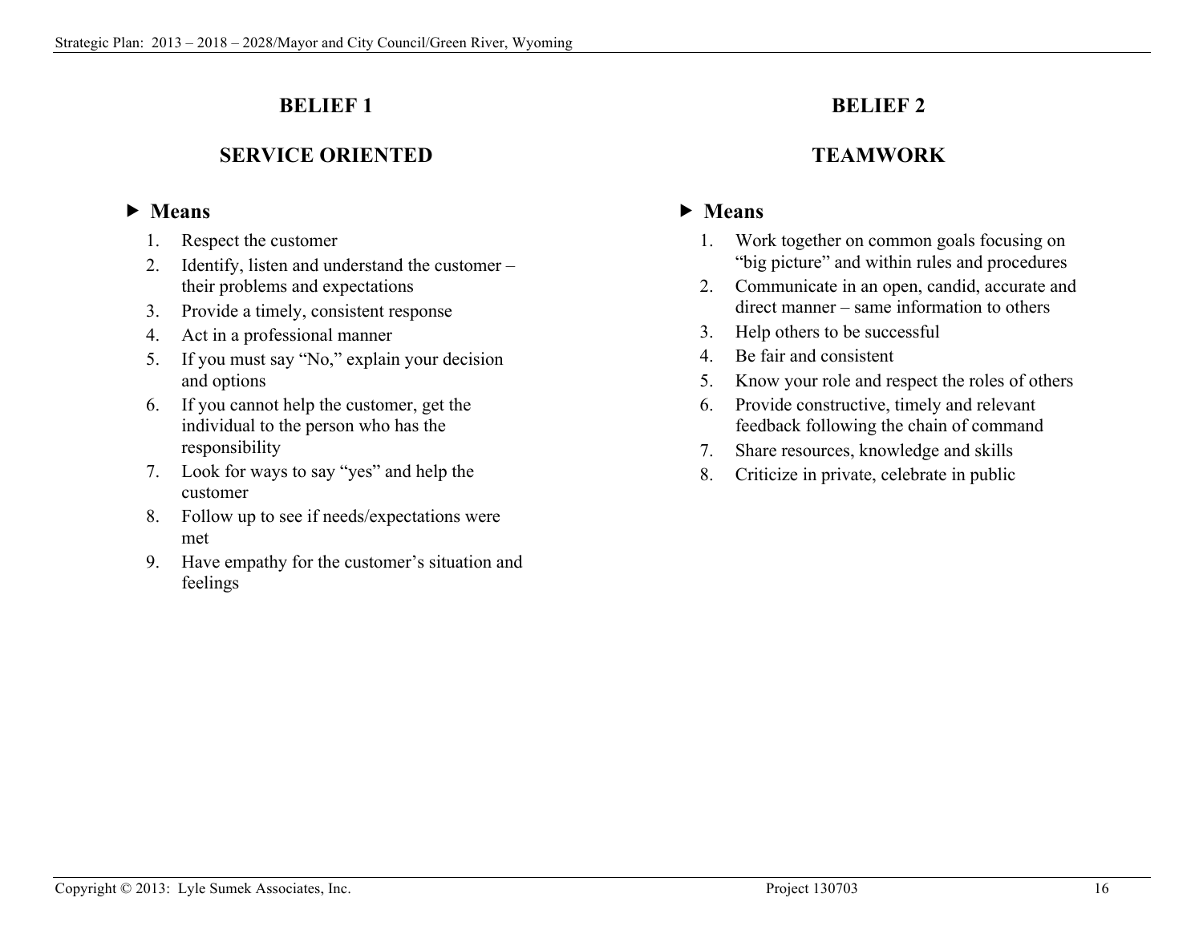## BELIEF 1

## SERVICE ORIENTED

### ▶ Means

1. Respect the customer
2. Identify, listen and understand the customer – their problems and expectations
3. Provide a timely, consistent response
4. Act in a professional manner
5. If you must say "No," explain your decision and options
6. If you cannot help the customer, get the individual to the person who has the responsibility
7. Look for ways to say "yes" and help the customer
8. Follow up to see if needs/expectations were met
9. Have empathy for the customer's situation and feelings

## BELIEF 2

## TEAMWORK

### ▶ Means

1. Work together on common goals focusing on "big picture" and within rules and procedures
2. Communicate in an open, candid, accurate and direct manner – same information to others
3. Help others to be successful
4. Be fair and consistent
5. Know your role and respect the roles of others
6. Provide constructive, timely and relevant feedback following the chain of command
7. Share resources, knowledge and skills
8. Criticize in private, celebrate in public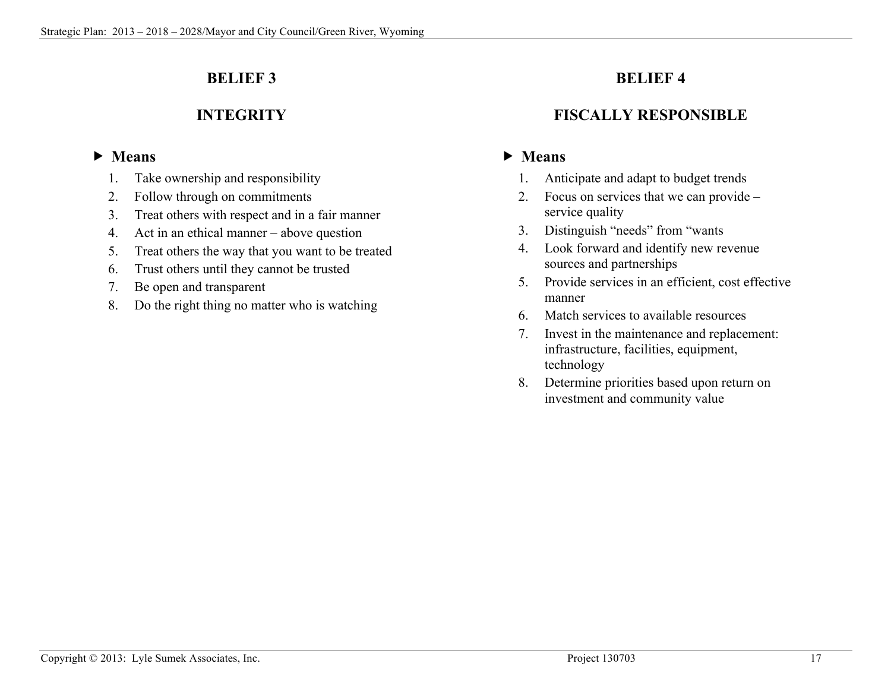## BELIEF 3

## INTEGRITY

- **Means**
  1. Take ownership and responsibility
  2. Follow through on commitments
  3. Treat others with respect and in a fair manner
  4. Act in an ethical manner – above question
  5. Treat others the way that you want to be treated
  6. Trust others until they cannot be trusted
  7. Be open and transparent
  8. Do the right thing no matter who is watching

## BELIEF 4

## FISCALLY RESPONSIBLE

- **Means**
  1. Anticipate and adapt to budget trends
  2. Focus on services that we can provide – service quality
  3. Distinguish "needs" from "wants
  4. Look forward and identify new revenue sources and partnerships
  5. Provide services in an efficient, cost effective manner
  6. Match services to available resources
  7. Invest in the maintenance and replacement: infrastructure, facilities, equipment, technology
  8. Determine priorities based upon return on investment and community value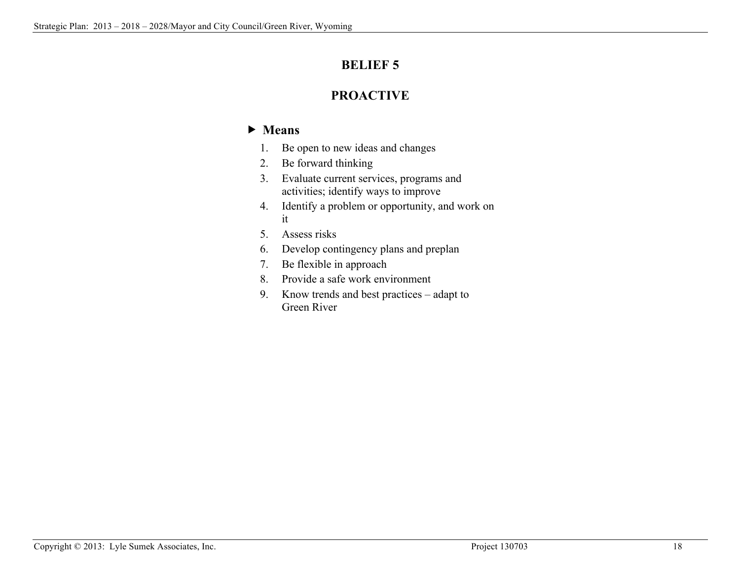# BELIEF 5

## PROACTIVE

### ▶ Means

1. Be open to new ideas and changes
2. Be forward thinking
3. Evaluate current services, programs and activities; identify ways to improve
4. Identify a problem or opportunity, and work on it
5. Assess risks
6. Develop contingency plans and preplan
7. Be flexible in approach
8. Provide a safe work environment
9. Know trends and best practices – adapt to Green River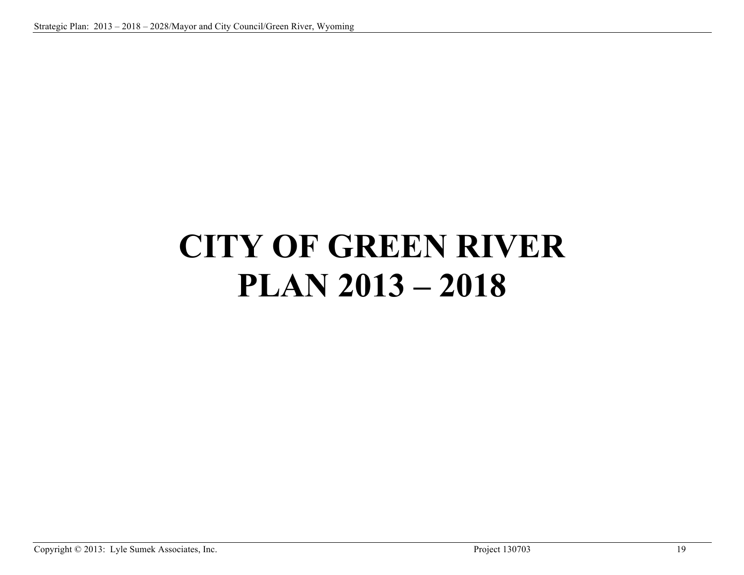# CITY OF GREEN RIVER
# PLAN 2013 – 2018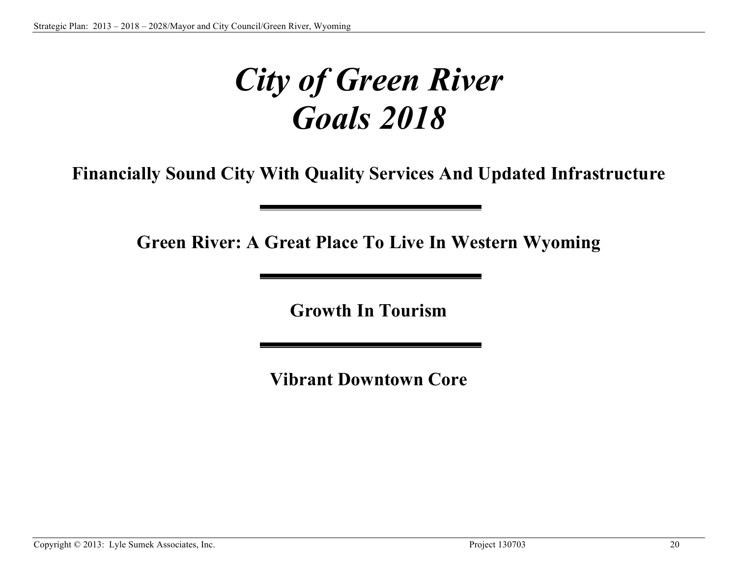# *City of Green River Goals 2018*

**Financially Sound City With Quality Services And Updated Infrastructure**

---

**Green River: A Great Place To Live In Western Wyoming**

---

**Growth In Tourism**

---

**Vibrant Downtown Core**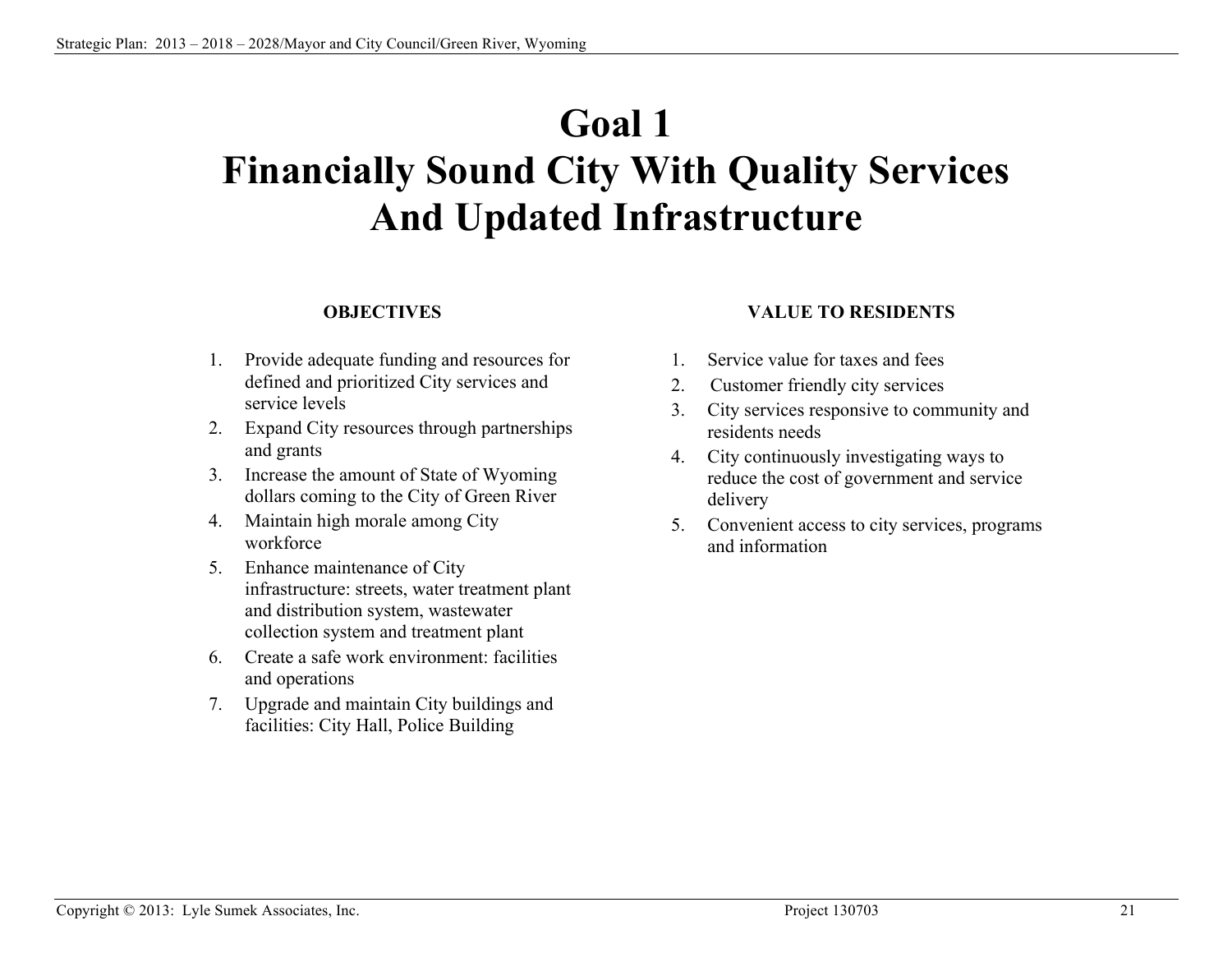# Goal 1
# Financially Sound City With Quality Services And Updated Infrastructure

**OBJECTIVES**

1. Provide adequate funding and resources for defined and prioritized City services and service levels
2. Expand City resources through partnerships and grants
3. Increase the amount of State of Wyoming dollars coming to the City of Green River
4. Maintain high morale among City workforce
5. Enhance maintenance of City infrastructure: streets, water treatment plant and distribution system, wastewater collection system and treatment plant
6. Create a safe work environment: facilities and operations
7. Upgrade and maintain City buildings and facilities: City Hall, Police Building

**VALUE TO RESIDENTS**

1. Service value for taxes and fees
2. Customer friendly city services
3. City services responsive to community and residents needs
4. City continuously investigating ways to reduce the cost of government and service delivery
5. Convenient access to city services, programs and information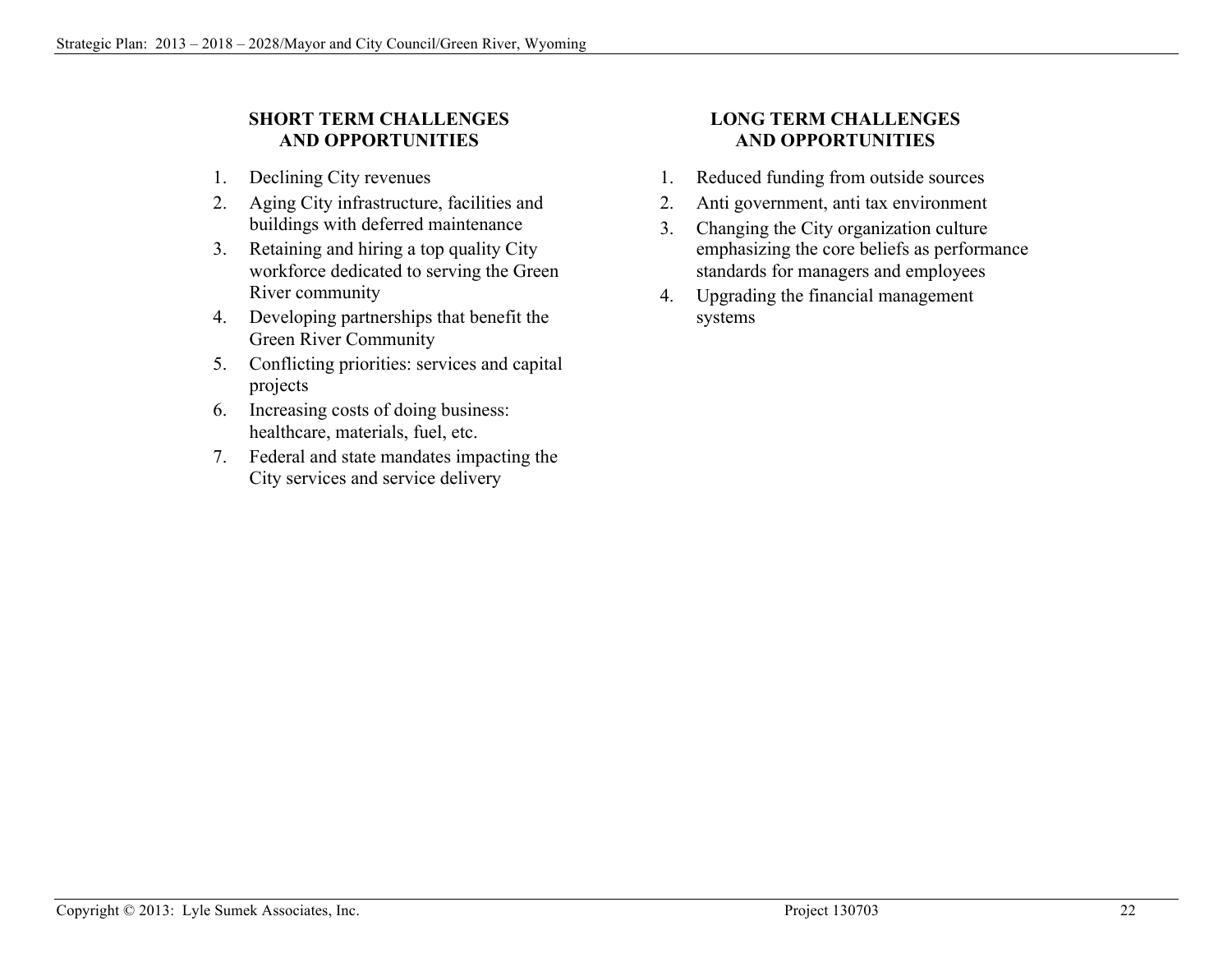## SHORT TERM CHALLENGES AND OPPORTUNITIES

1. Declining City revenues
2. Aging City infrastructure, facilities and buildings with deferred maintenance
3. Retaining and hiring a top quality City workforce dedicated to serving the Green River community
4. Developing partnerships that benefit the Green River Community
5. Conflicting priorities: services and capital projects
6. Increasing costs of doing business: healthcare, materials, fuel, etc.
7. Federal and state mandates impacting the City services and service delivery

## LONG TERM CHALLENGES AND OPPORTUNITIES

1. Reduced funding from outside sources
2. Anti government, anti tax environment
3. Changing the City organization culture emphasizing the core beliefs as performance standards for managers and employees
4. Upgrading the financial management systems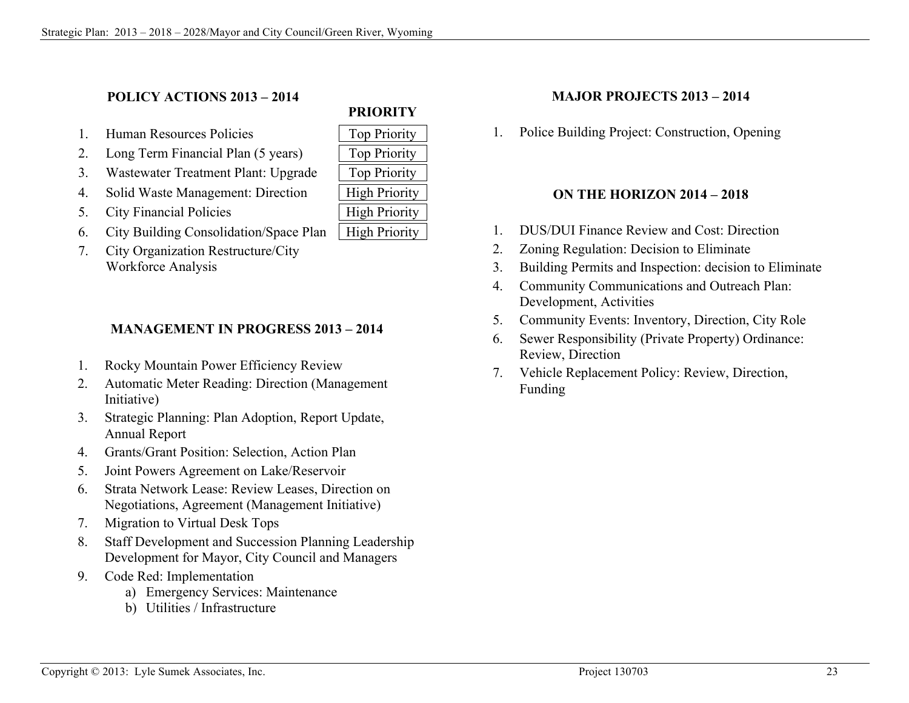## POLICY ACTIONS 2013 – 2014

| | | PRIORITY |
|---|---|---|
| 1. | Human Resources Policies | Top Priority |
| 2. | Long Term Financial Plan (5 years) | Top Priority |
| 3. | Wastewater Treatment Plant: Upgrade | Top Priority |
| 4. | Solid Waste Management: Direction | High Priority |
| 5. | City Financial Policies | High Priority |
| 6. | City Building Consolidation/Space Plan | High Priority |
| 7. | City Organization Restructure/City Workforce Analysis | |

## MANAGEMENT IN PROGRESS 2013 – 2014

1. Rocky Mountain Power Efficiency Review
2. Automatic Meter Reading: Direction (Management Initiative)
3. Strategic Planning: Plan Adoption, Report Update, Annual Report
4. Grants/Grant Position: Selection, Action Plan
5. Joint Powers Agreement on Lake/Reservoir
6. Strata Network Lease: Review Leases, Direction on Negotiations, Agreement (Management Initiative)
7. Migration to Virtual Desk Tops
8. Staff Development and Succession Planning Leadership Development for Mayor, City Council and Managers
9. Code Red: Implementation
   a) Emergency Services: Maintenance
   b) Utilities / Infrastructure

## MAJOR PROJECTS 2013 – 2014

1. Police Building Project: Construction, Opening

## ON THE HORIZON 2014 – 2018

1. DUS/DUI Finance Review and Cost: Direction
2. Zoning Regulation: Decision to Eliminate
3. Building Permits and Inspection: decision to Eliminate
4. Community Communications and Outreach Plan: Development, Activities
5. Community Events: Inventory, Direction, City Role
6. Sewer Responsibility (Private Property) Ordinance: Review, Direction
7. Vehicle Replacement Policy: Review, Direction, Funding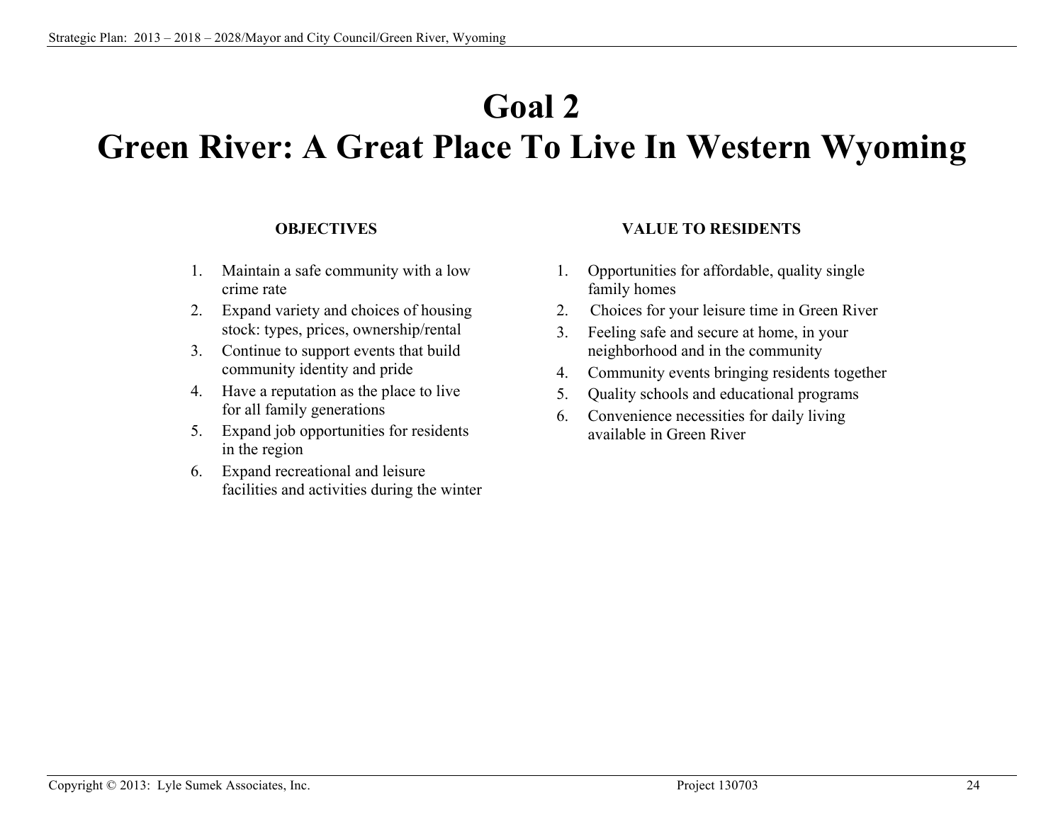# Goal 2
# Green River: A Great Place To Live In Western Wyoming

**OBJECTIVES**

1. Maintain a safe community with a low crime rate
2. Expand variety and choices of housing stock: types, prices, ownership/rental
3. Continue to support events that build community identity and pride
4. Have a reputation as the place to live for all family generations
5. Expand job opportunities for residents in the region
6. Expand recreational and leisure facilities and activities during the winter

**VALUE TO RESIDENTS**

1. Opportunities for affordable, quality single family homes
2. Choices for your leisure time in Green River
3. Feeling safe and secure at home, in your neighborhood and in the community
4. Community events bringing residents together
5. Quality schools and educational programs
6. Convenience necessities for daily living available in Green River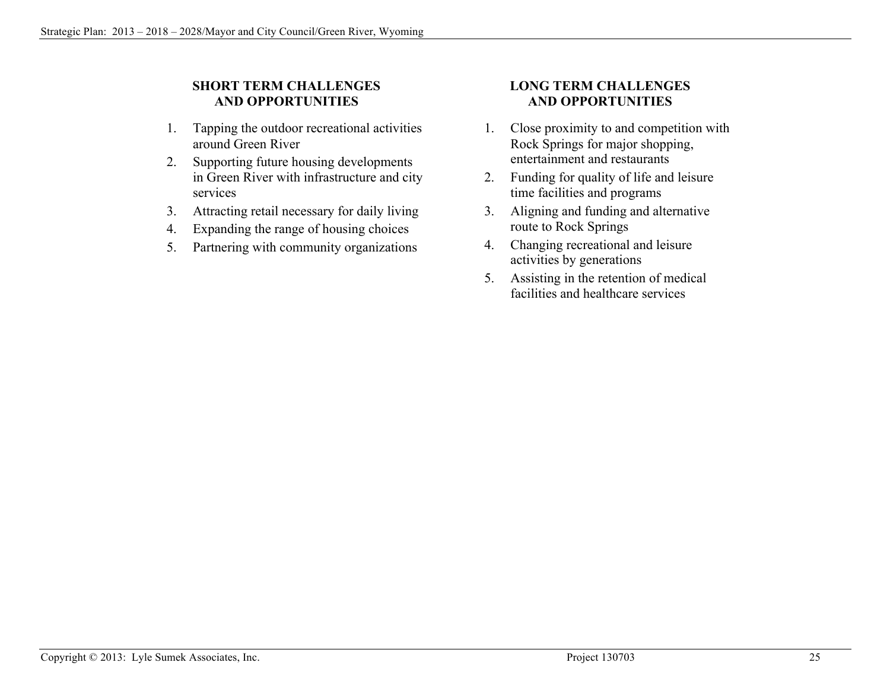## SHORT TERM CHALLENGES AND OPPORTUNITIES

1. Tapping the outdoor recreational activities around Green River
2. Supporting future housing developments in Green River with infrastructure and city services
3. Attracting retail necessary for daily living
4. Expanding the range of housing choices
5. Partnering with community organizations

## LONG TERM CHALLENGES AND OPPORTUNITIES

1. Close proximity to and competition with Rock Springs for major shopping, entertainment and restaurants
2. Funding for quality of life and leisure time facilities and programs
3. Aligning and funding and alternative route to Rock Springs
4. Changing recreational and leisure activities by generations
5. Assisting in the retention of medical facilities and healthcare services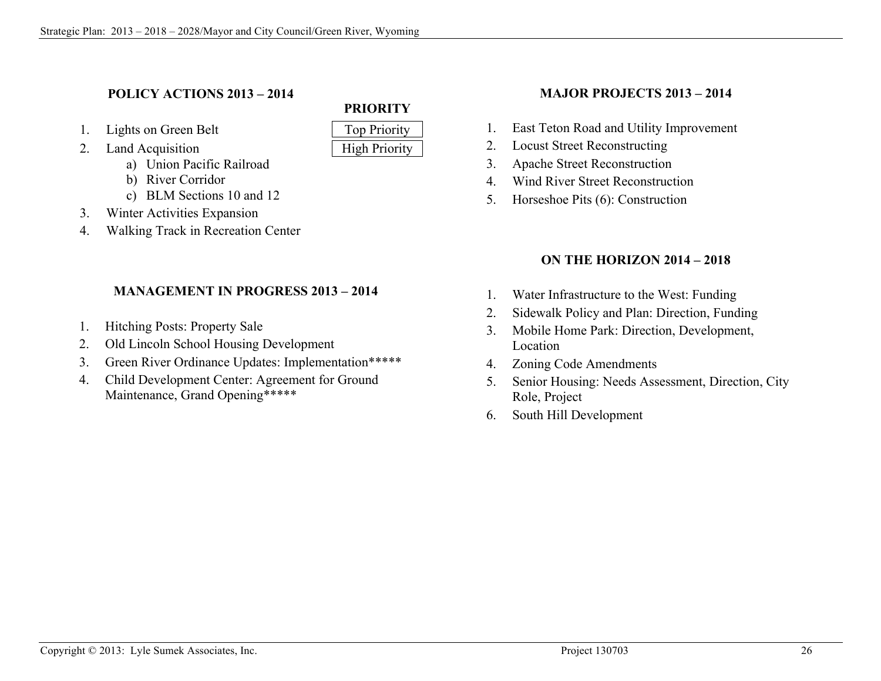## POLICY ACTIONS 2013 – 2014

| | PRIORITY |
|---|---|
| 1. Lights on Green Belt | Top Priority |
| 2. Land Acquisition | High Priority |

1. Lights on Green Belt
2. Land Acquisition
   a) Union Pacific Railroad
   b) River Corridor
   c) BLM Sections 10 and 12
3. Winter Activities Expansion
4. Walking Track in Recreation Center

## MANAGEMENT IN PROGRESS 2013 – 2014

1. Hitching Posts: Property Sale
2. Old Lincoln School Housing Development
3. Green River Ordinance Updates: Implementation*****
4. Child Development Center: Agreement for Ground Maintenance, Grand Opening*****

## MAJOR PROJECTS 2013 – 2014

1. East Teton Road and Utility Improvement
2. Locust Street Reconstructing
3. Apache Street Reconstruction
4. Wind River Street Reconstruction
5. Horseshoe Pits (6): Construction

## ON THE HORIZON 2014 – 2018

1. Water Infrastructure to the West: Funding
2. Sidewalk Policy and Plan: Direction, Funding
3. Mobile Home Park: Direction, Development, Location
4. Zoning Code Amendments
5. Senior Housing: Needs Assessment, Direction, City Role, Project
6. South Hill Development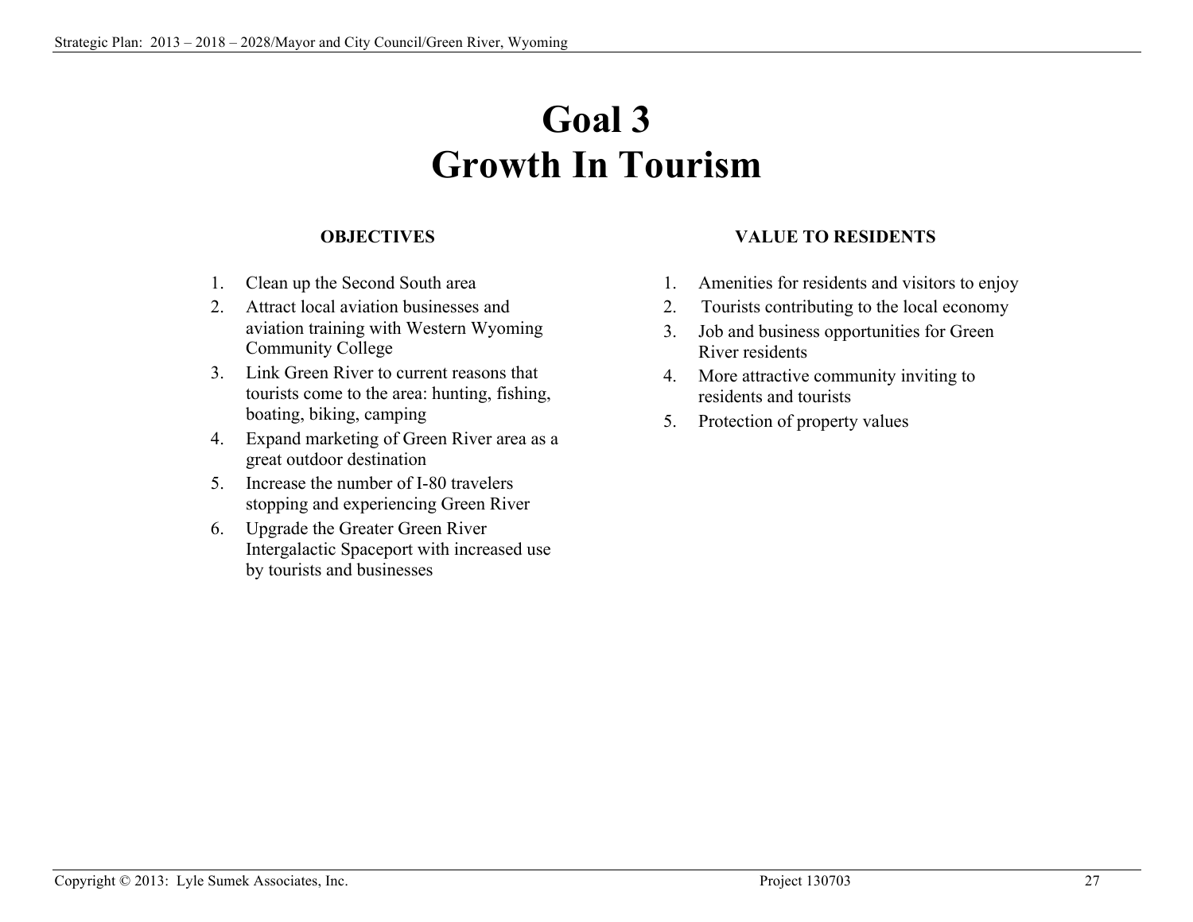# Goal 3
# Growth In Tourism

**OBJECTIVES**

1. Clean up the Second South area
2. Attract local aviation businesses and aviation training with Western Wyoming Community College
3. Link Green River to current reasons that tourists come to the area: hunting, fishing, boating, biking, camping
4. Expand marketing of Green River area as a great outdoor destination
5. Increase the number of I-80 travelers stopping and experiencing Green River
6. Upgrade the Greater Green River Intergalactic Spaceport with increased use by tourists and businesses

**VALUE TO RESIDENTS**

1. Amenities for residents and visitors to enjoy
2. Tourists contributing to the local economy
3. Job and business opportunities for Green River residents
4. More attractive community inviting to residents and tourists
5. Protection of property values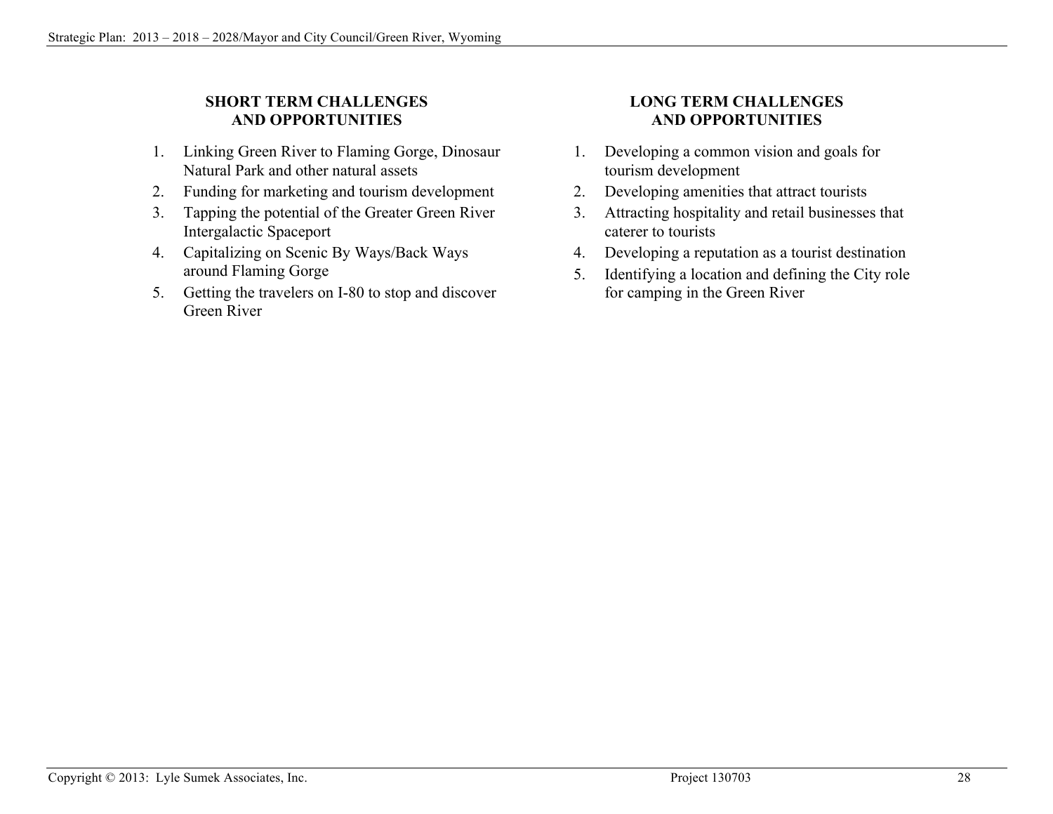**SHORT TERM CHALLENGES AND OPPORTUNITIES**

1. Linking Green River to Flaming Gorge, Dinosaur Natural Park and other natural assets
2. Funding for marketing and tourism development
3. Tapping the potential of the Greater Green River Intergalactic Spaceport
4. Capitalizing on Scenic By Ways/Back Ways around Flaming Gorge
5. Getting the travelers on I-80 to stop and discover Green River

**LONG TERM CHALLENGES AND OPPORTUNITIES**

1. Developing a common vision and goals for tourism development
2. Developing amenities that attract tourists
3. Attracting hospitality and retail businesses that caterer to tourists
4. Developing a reputation as a tourist destination
5. Identifying a location and defining the City role for camping in the Green River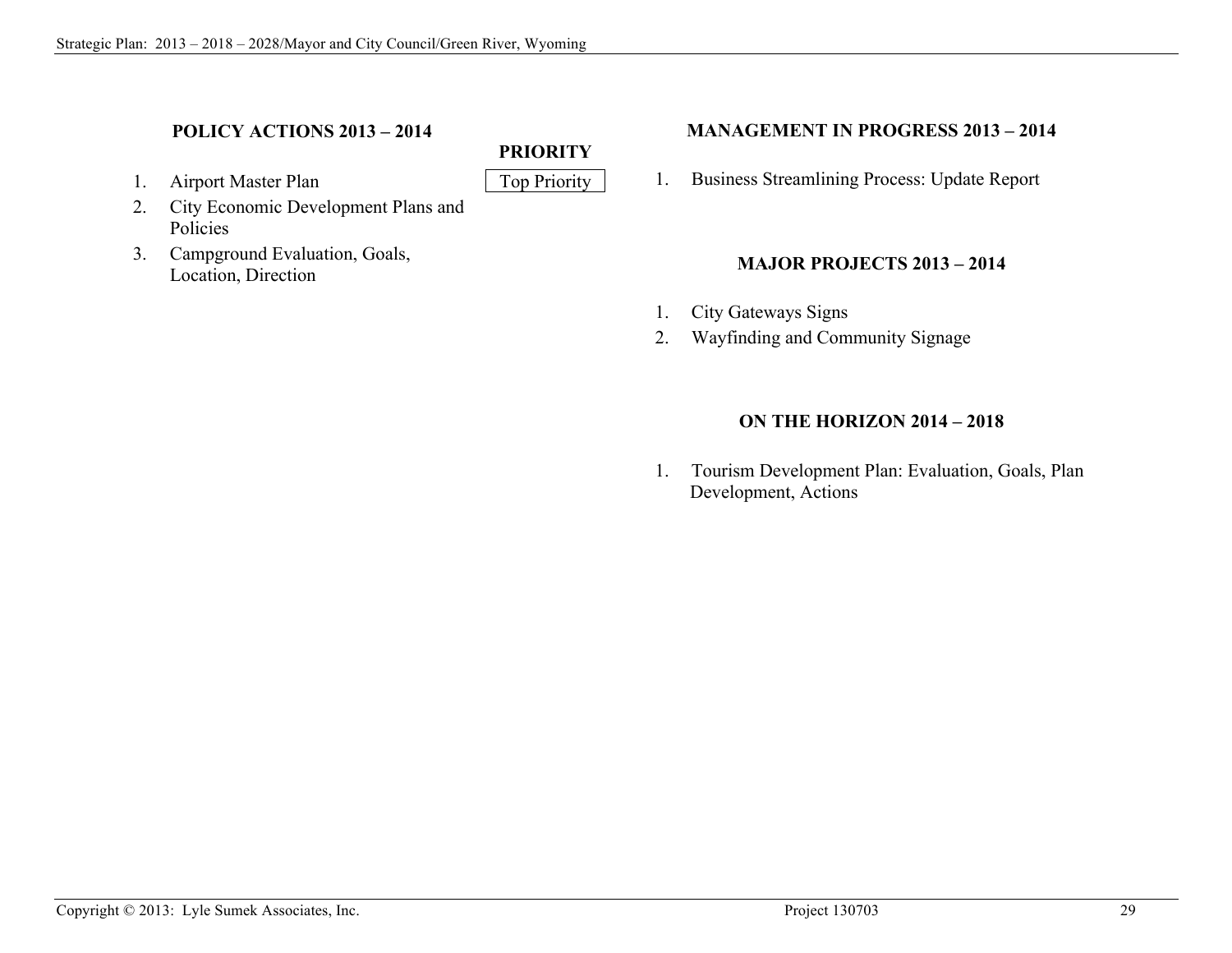## POLICY ACTIONS 2013 – 2014

| | | PRIORITY |
|---|---|---|
| 1. | Airport Master Plan | Top Priority |
| 2. | City Economic Development Plans and Policies | |
| 3. | Campground Evaluation, Goals, Location, Direction | |

## MANAGEMENT IN PROGRESS 2013 – 2014

1. Business Streamlining Process: Update Report

## MAJOR PROJECTS 2013 – 2014

1. City Gateways Signs
2. Wayfinding and Community Signage

## ON THE HORIZON 2014 – 2018

1. Tourism Development Plan: Evaluation, Goals, Plan Development, Actions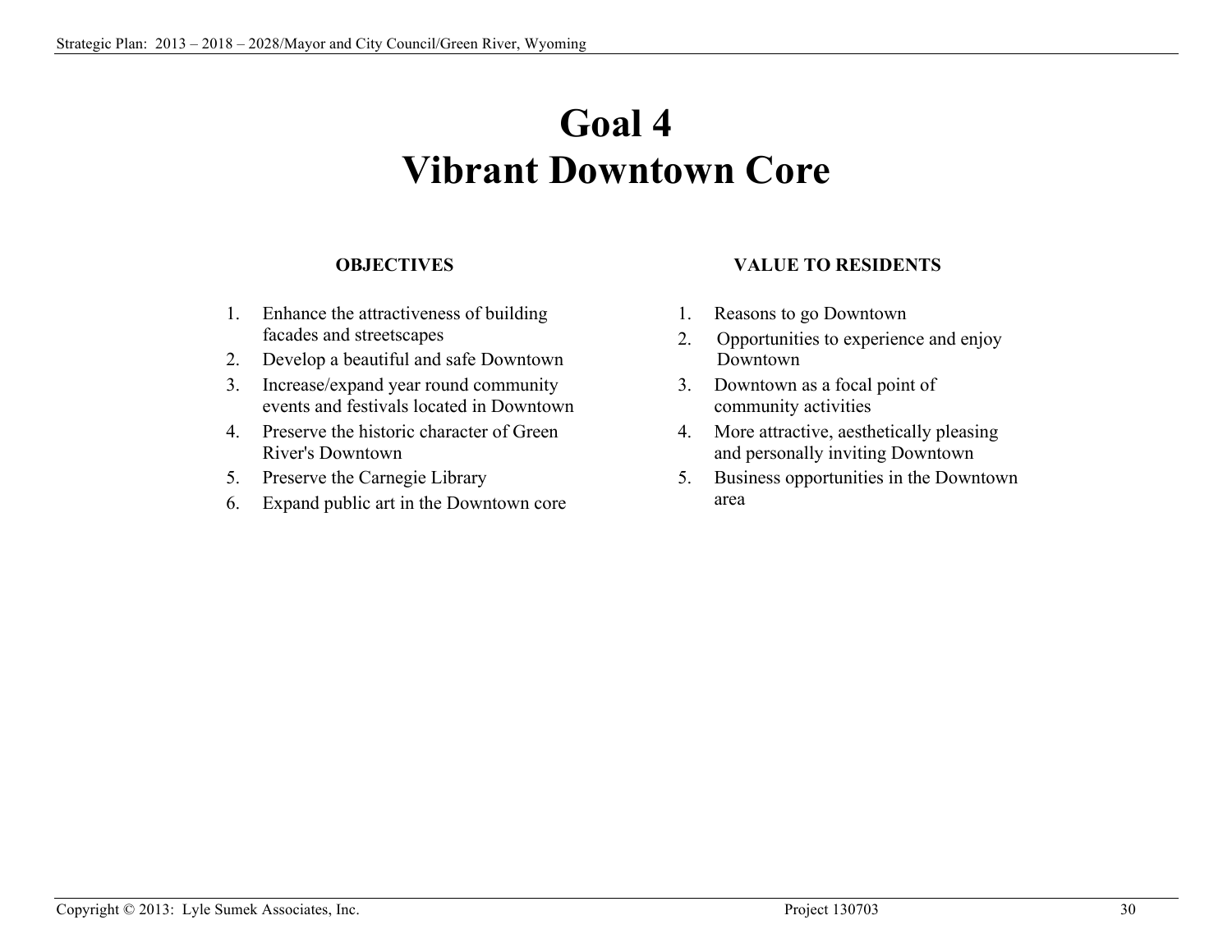# Goal 4
# Vibrant Downtown Core

**OBJECTIVES**

1. Enhance the attractiveness of building facades and streetscapes
2. Develop a beautiful and safe Downtown
3. Increase/expand year round community events and festivals located in Downtown
4. Preserve the historic character of Green River's Downtown
5. Preserve the Carnegie Library
6. Expand public art in the Downtown core

**VALUE TO RESIDENTS**

1. Reasons to go Downtown
2. Opportunities to experience and enjoy Downtown
3. Downtown as a focal point of community activities
4. More attractive, aesthetically pleasing and personally inviting Downtown
5. Business opportunities in the Downtown area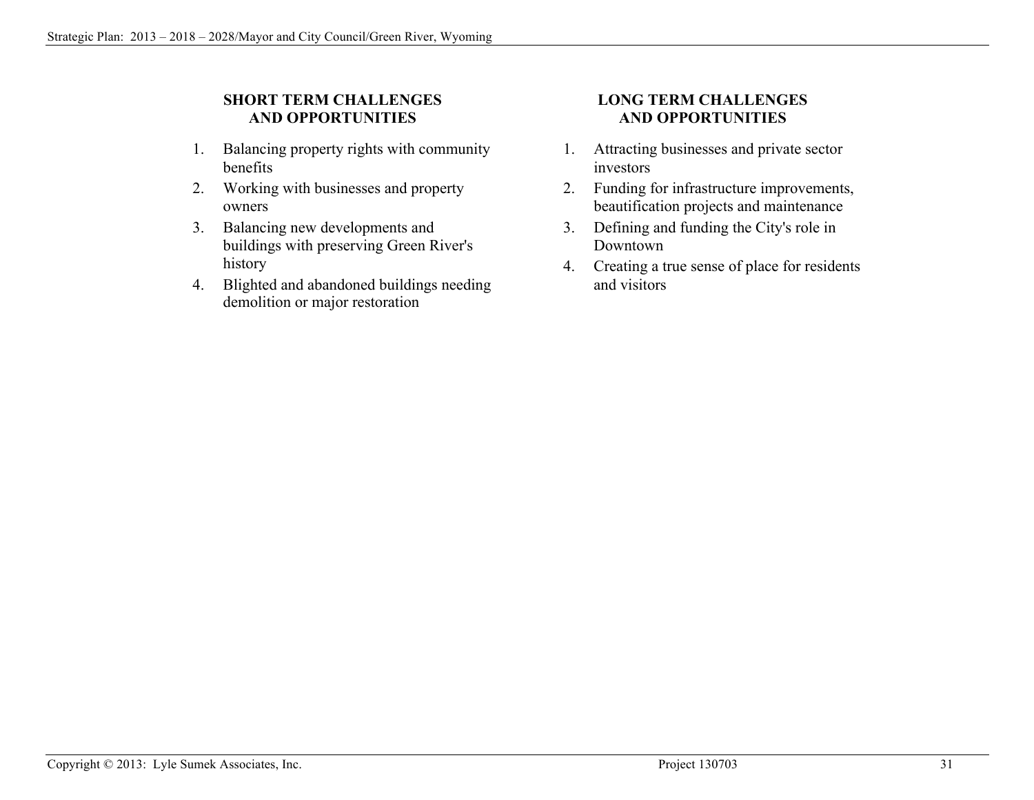### SHORT TERM CHALLENGES AND OPPORTUNITIES

1. Balancing property rights with community benefits
2. Working with businesses and property owners
3. Balancing new developments and buildings with preserving Green River's history
4. Blighted and abandoned buildings needing demolition or major restoration

### LONG TERM CHALLENGES AND OPPORTUNITIES

1. Attracting businesses and private sector investors
2. Funding for infrastructure improvements, beautification projects and maintenance
3. Defining and funding the City's role in Downtown
4. Creating a true sense of place for residents and visitors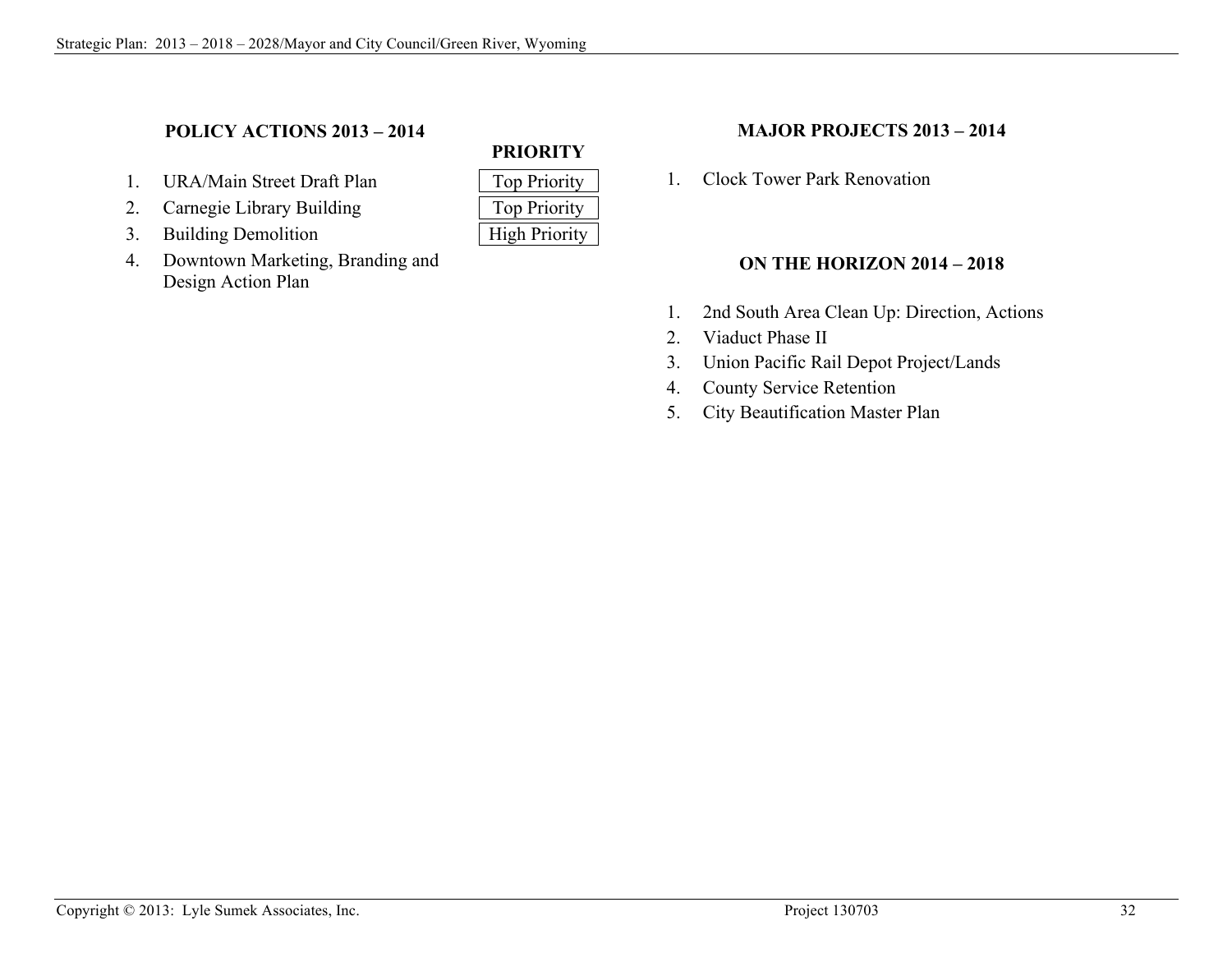## POLICY ACTIONS 2013 – 2014

| | | PRIORITY |
|---|---|---|
| 1. | URA/Main Street Draft Plan | Top Priority |
| 2. | Carnegie Library Building | Top Priority |
| 3. | Building Demolition | High Priority |
| 4. | Downtown Marketing, Branding and Design Action Plan | |

## MAJOR PROJECTS 2013 – 2014

1. Clock Tower Park Renovation

## ON THE HORIZON 2014 – 2018

1. 2nd South Area Clean Up: Direction, Actions
2. Viaduct Phase II
3. Union Pacific Rail Depot Project/Lands
4. County Service Retention
5. City Beautification Master Plan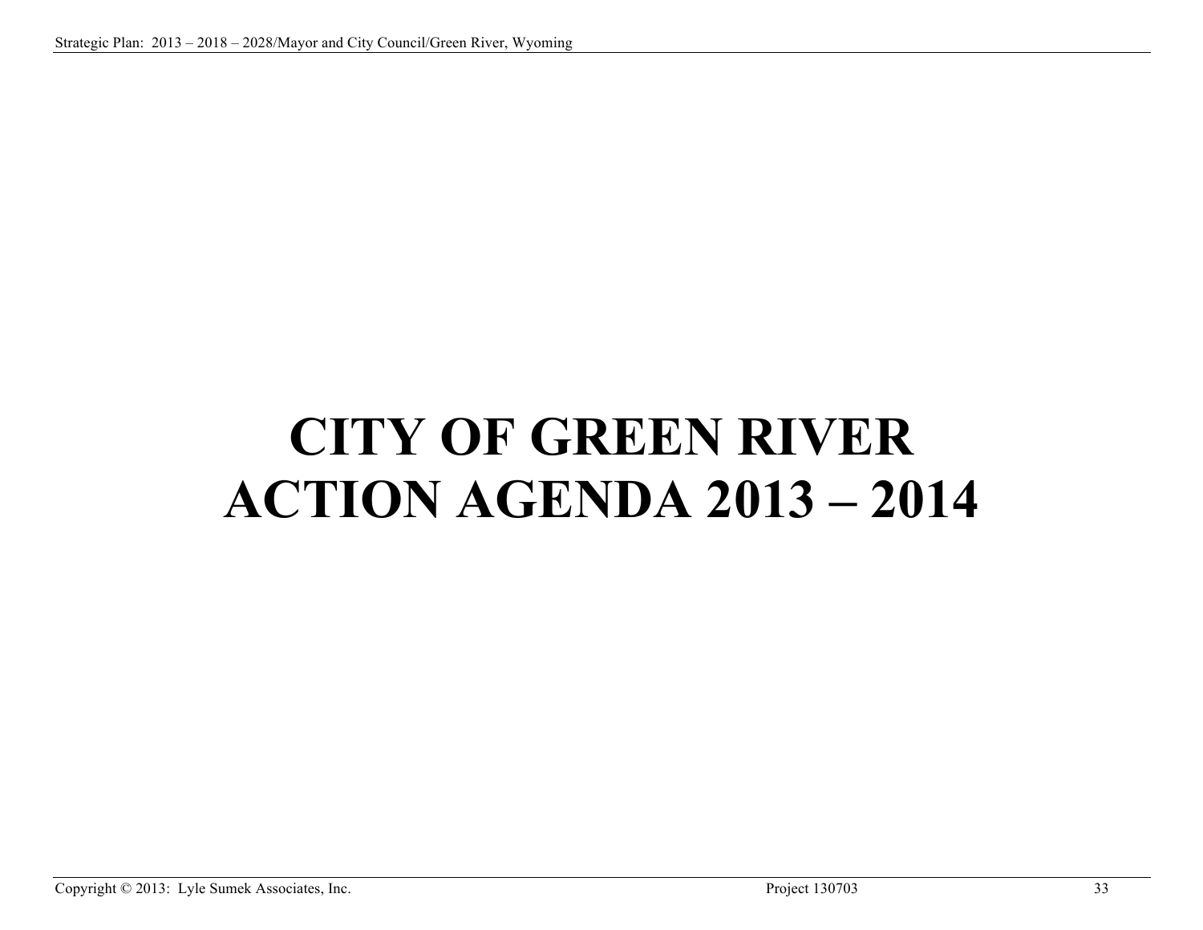# CITY OF GREEN RIVER ACTION AGENDA 2013 – 2014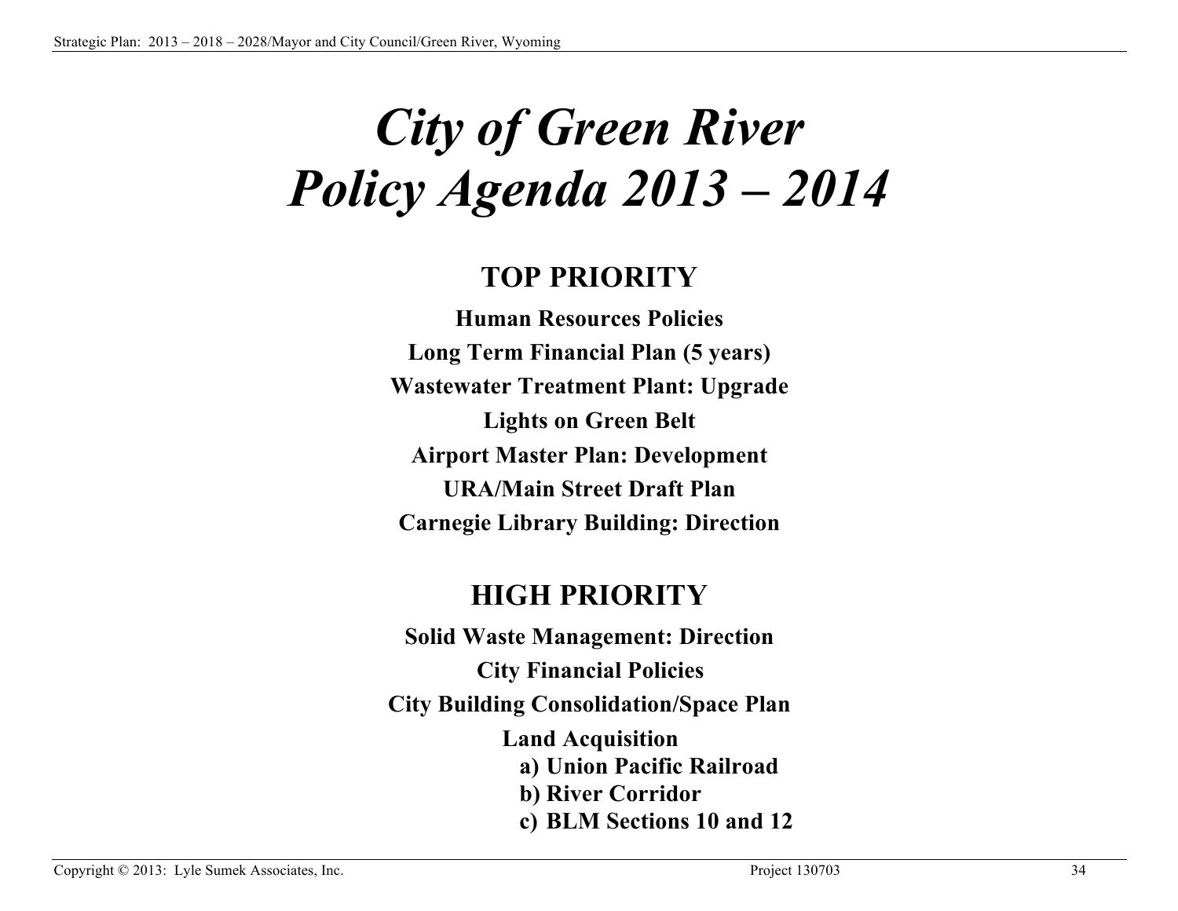# *City of Green River Policy Agenda 2013 – 2014*

## TOP PRIORITY

**Human Resources Policies**

**Long Term Financial Plan (5 years)**

**Wastewater Treatment Plant: Upgrade**

**Lights on Green Belt**

**Airport Master Plan: Development**

**URA/Main Street Draft Plan**

**Carnegie Library Building: Direction**

## HIGH PRIORITY

**Solid Waste Management: Direction**

**City Financial Policies**

**City Building Consolidation/Space Plan**

**Land Acquisition**

- **a) Union Pacific Railroad**
- **b) River Corridor**
- **c) BLM Sections 10 and 12**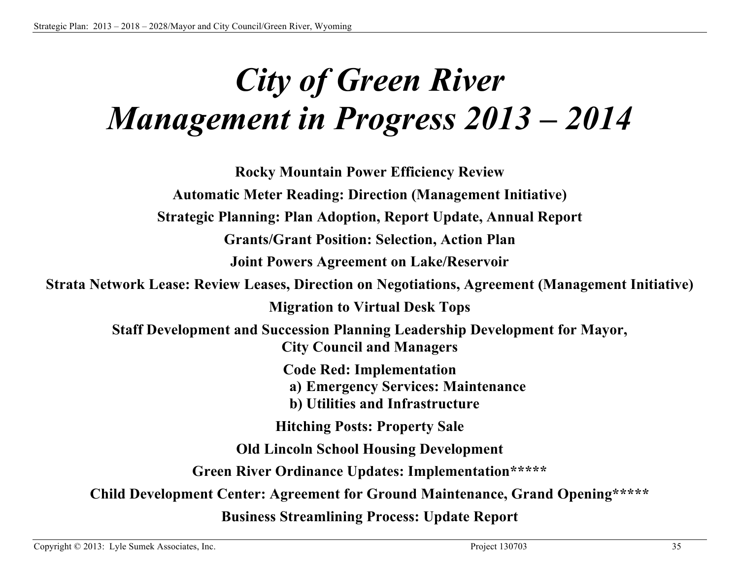# *City of Green River Management in Progress 2013 – 2014*

**Rocky Mountain Power Efficiency Review**

**Automatic Meter Reading: Direction (Management Initiative)**

**Strategic Planning: Plan Adoption, Report Update, Annual Report**

**Grants/Grant Position: Selection, Action Plan**

**Joint Powers Agreement on Lake/Reservoir**

**Strata Network Lease: Review Leases, Direction on Negotiations, Agreement (Management Initiative)**

**Migration to Virtual Desk Tops**

**Staff Development and Succession Planning Leadership Development for Mayor, City Council and Managers**

**Code Red: Implementation**
**a) Emergency Services: Maintenance**
**b) Utilities and Infrastructure**

**Hitching Posts: Property Sale**

**Old Lincoln School Housing Development**

**Green River Ordinance Updates: Implementation*****

**Child Development Center: Agreement for Ground Maintenance, Grand Opening*****

**Business Streamlining Process: Update Report**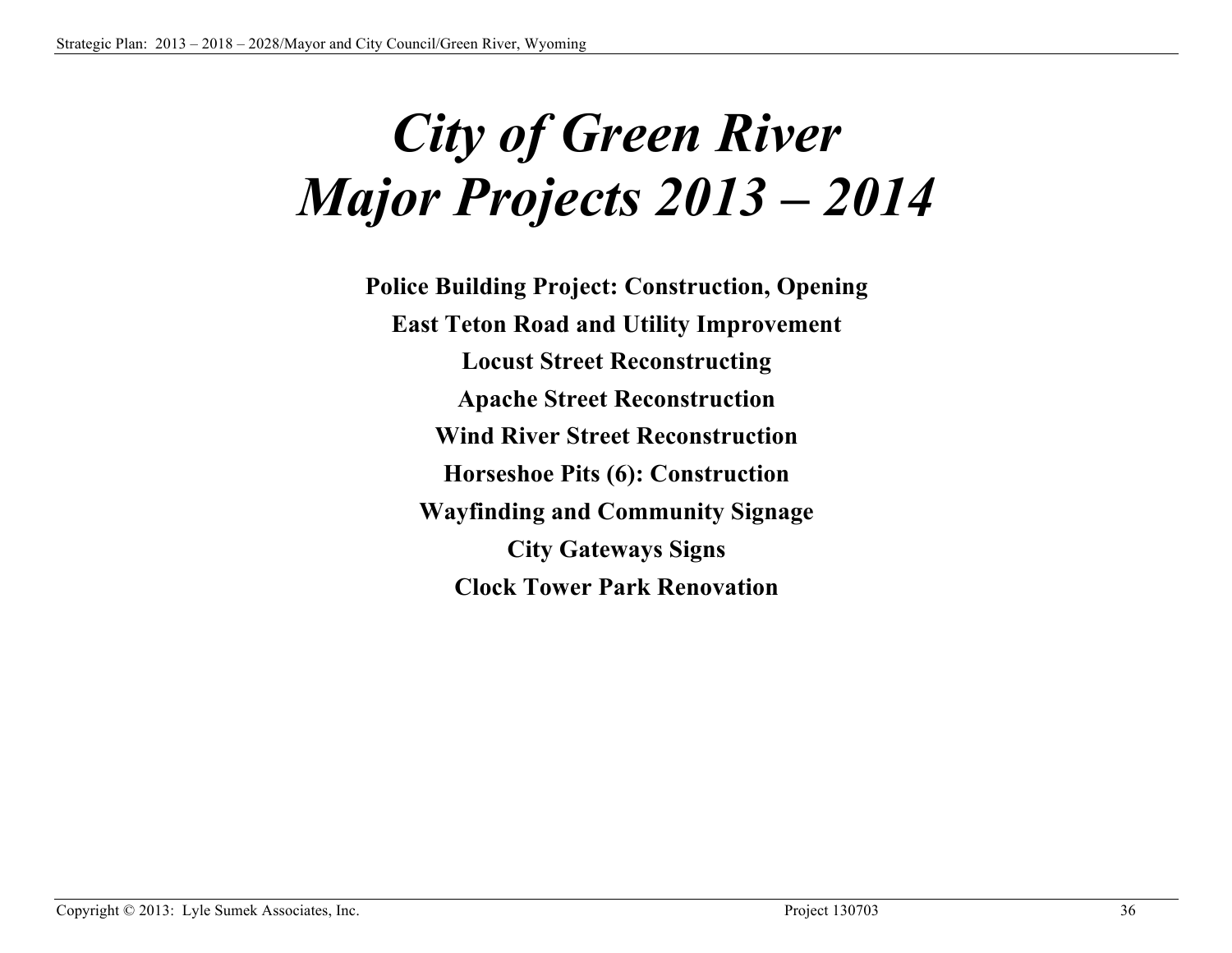# *City of Green River Major Projects 2013 – 2014*

**Police Building Project: Construction, Opening**

**East Teton Road and Utility Improvement**

**Locust Street Reconstructing**

**Apache Street Reconstruction**

**Wind River Street Reconstruction**

**Horseshoe Pits (6): Construction**

**Wayfinding and Community Signage**

**City Gateways Signs**

**Clock Tower Park Renovation**